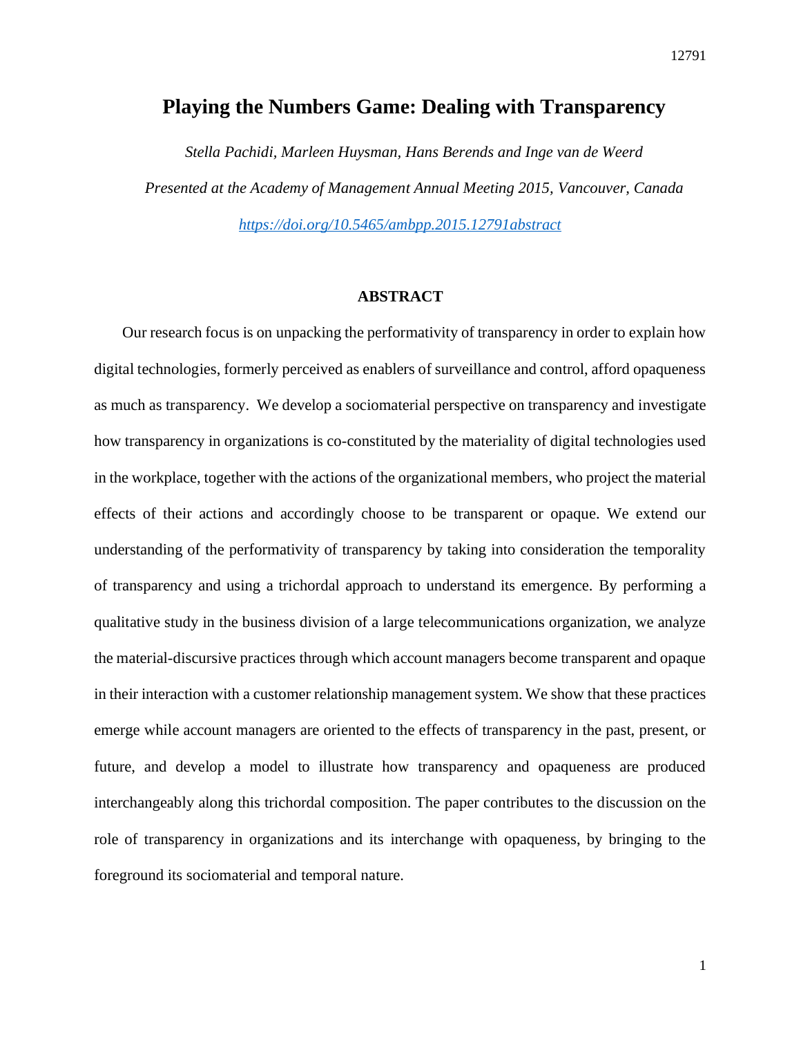# Playing the Numbers Game: Dealing with Transparency

*Stella Pachidi, Marleen Huysman, Hans Berends and Inge van de Weerd*

*Presented at the Academy of Management Annual Meeting 2015, Vancouver, Canada*

*https://doi.org/10.5465/ambpp.2015.12791abstract*

## ABSTRACT

Our research focus is on unpacking the performativity of transparency in order to explain how digital technologies, formerly perceived as enablers of surveillance and control, afford opaqueness as much as transparency. We develop a sociomaterial perspective on transparency and investigate how transparency in organizations is co-constituted by the materiality of digital technologies used in the workplace, together with the actions of the organizational members, who project the material effects of their actions and accordingly choose to be transparent or opaque. We extend our understanding of the performativity of transparency by taking into consideration the temporality of transparency and using a trichordal approach to understand its emergence. By performing a qualitative study in the business division of a large telecommunications organization, we analyze the material-discursive practices through which account managers become transparent and opaque in their interaction with a customer relationship management system. We show that these practices emerge while account managers are oriented to the effects of transparency in the past, present, or future, and develop a model to illustrate how transparency and opaqueness are produced interchangeably along this trichordal composition. The paper contributes to the discussion on the role of transparency in organizations and its interchange with opaqueness, by bringing to the foreground its sociomaterial and temporal nature.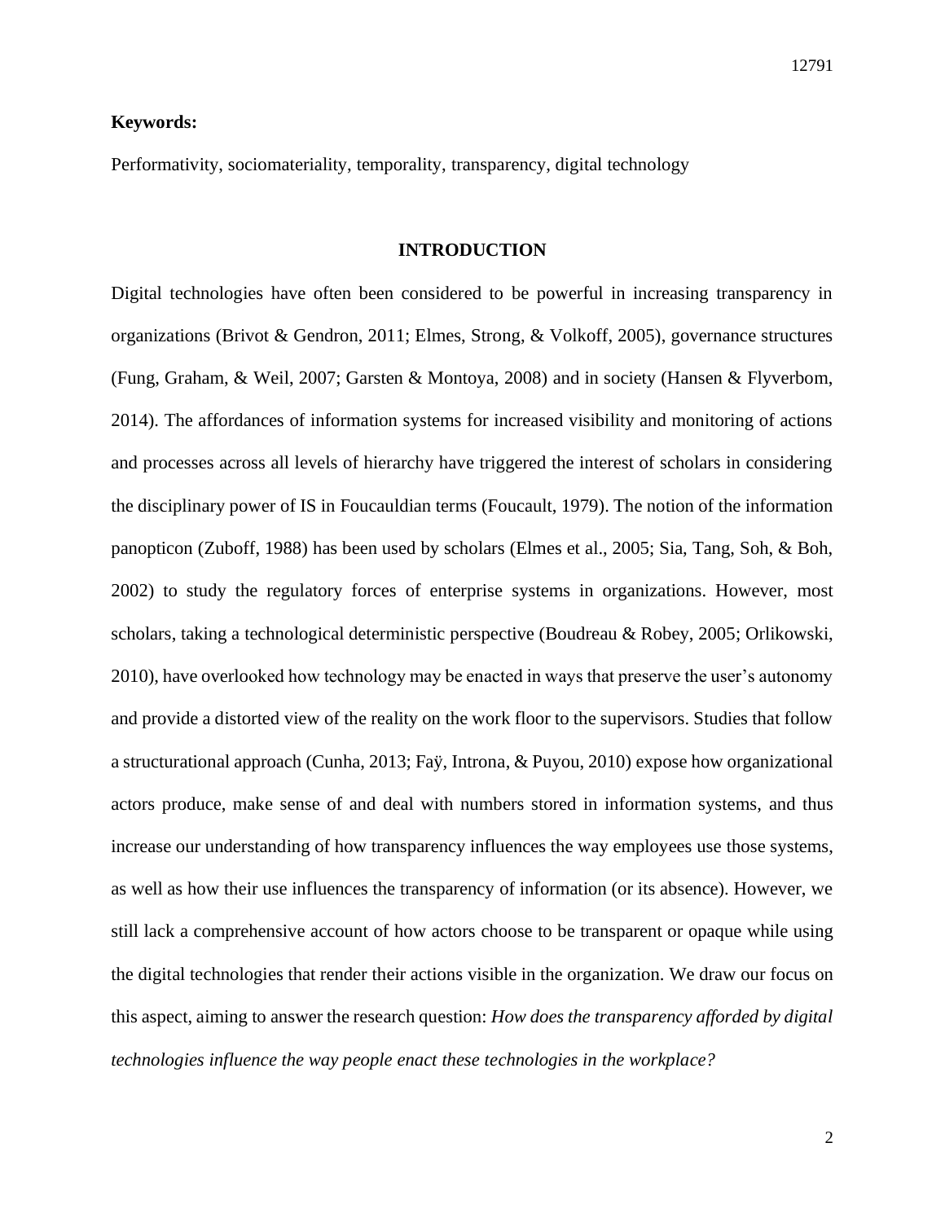**Keywords:**

Performativity, sociomateriality, temporality, transparency, digital technology

## INTRODUCTION

Digital technologies have often been considered to be powerful in increasing transparency in organizations (Brivot & Gendron, 2011; Elmes, Strong, & Volkoff, 2005), governance structures (Fung, Graham, & Weil, 2007; Garsten & Montoya, 2008) and in society (Hansen & Flyverbom, 2014). The affordances of information systems for increased visibility and monitoring of actions and processes across all levels of hierarchy have triggered the interest of scholars in considering the disciplinary power of IS in Foucauldian terms (Foucault, 1979). The notion of the information panopticon (Zuboff, 1988) has been used by scholars (Elmes et al., 2005; Sia, Tang, Soh, & Boh, 2002) to study the regulatory forces of enterprise systems in organizations. However, most scholars, taking a technological deterministic perspective (Boudreau & Robey, 2005; Orlikowski, 2010), have overlooked how technology may be enacted in ways that preserve the user's autonomy and provide a distorted view of the reality on the work floor to the supervisors. Studies that follow a structurational approach (Cunha, 2013; Faÿ, Introna, & Puyou, 2010) expose how organizational actors produce, make sense of and deal with numbers stored in information systems, and thus increase our understanding of how transparency influences the way employees use those systems, as well as how their use influences the transparency of information (or its absence). However, we still lack a comprehensive account of how actors choose to be transparent or opaque while using the digital technologies that render their actions visible in the organization. We draw our focus on this aspect, aiming to answer the research question: *How does the transparency afforded by digital technologies influence the way people enact these technologies in the workplace?*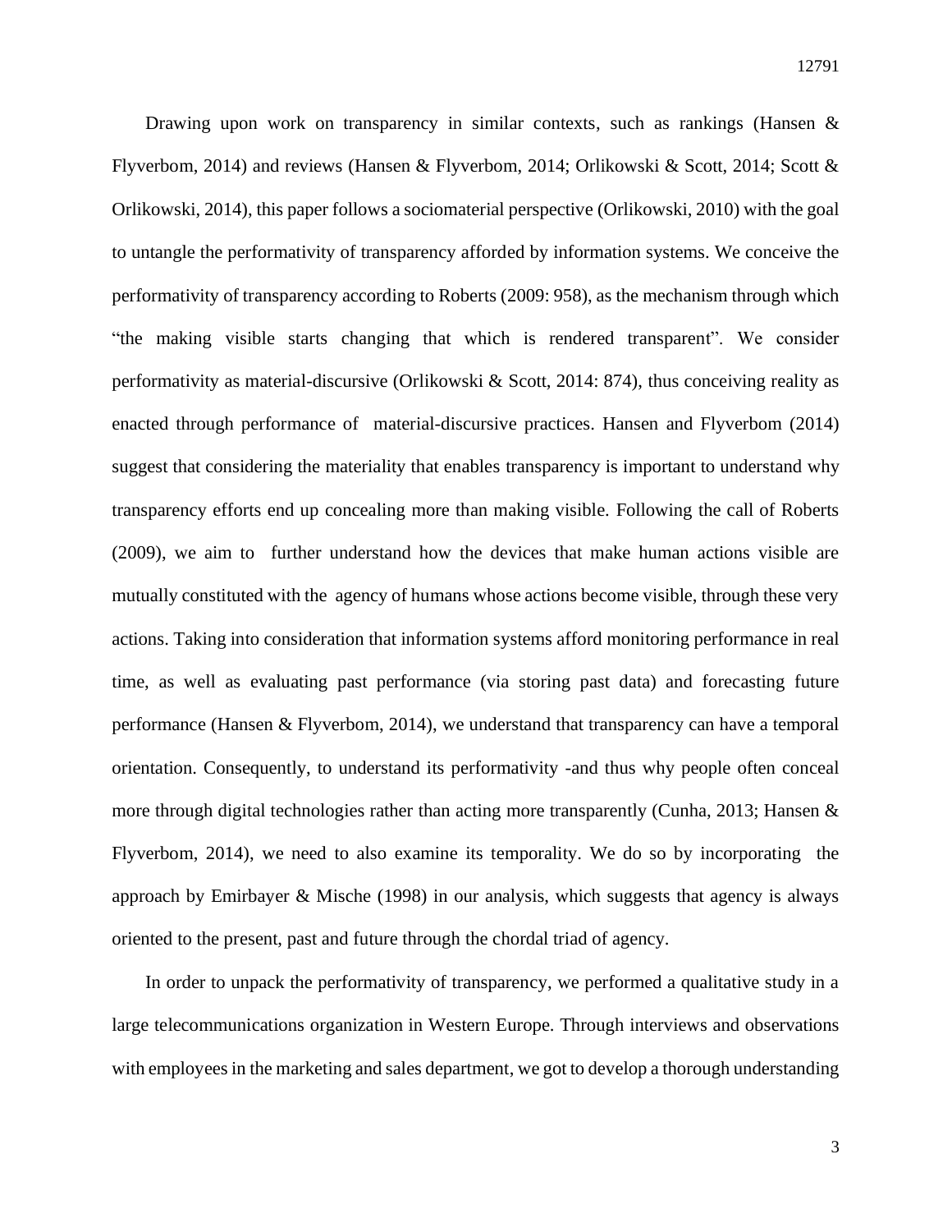Drawing upon work on transparency in similar contexts, such as rankings (Hansen & Flyverbom, 2014) and reviews (Hansen & Flyverbom, 2014; Orlikowski & Scott, 2014; Scott & Orlikowski, 2014), this paper follows a sociomaterial perspective (Orlikowski, 2010) with the goal to untangle the performativity of transparency afforded by information systems. We conceive the performativity of transparency according to Roberts (2009: 958), as the mechanism through which "the making visible starts changing that which is rendered transparent". We consider performativity as material-discursive (Orlikowski & Scott, 2014: 874), thus conceiving reality as enacted through performance of material-discursive practices. Hansen and Flyverbom (2014) suggest that considering the materiality that enables transparency is important to understand why transparency efforts end up concealing more than making visible. Following the call of Roberts (2009), we aim to further understand how the devices that make human actions visible are mutually constituted with the agency of humans whose actions become visible, through these very actions. Taking into consideration that information systems afford monitoring performance in real time, as well as evaluating past performance (via storing past data) and forecasting future performance (Hansen & Flyverbom, 2014), we understand that transparency can have a temporal orientation. Consequently, to understand its performativity -and thus why people often conceal more through digital technologies rather than acting more transparently (Cunha, 2013; Hansen & Flyverbom, 2014), we need to also examine its temporality. We do so by incorporating the approach by Emirbayer & Mische (1998) in our analysis, which suggests that agency is always oriented to the present, past and future through the chordal triad of agency.

In order to unpack the performativity of transparency, we performed a qualitative study in a large telecommunications organization in Western Europe. Through interviews and observations with employees in the marketing and sales department, we got to develop a thorough understanding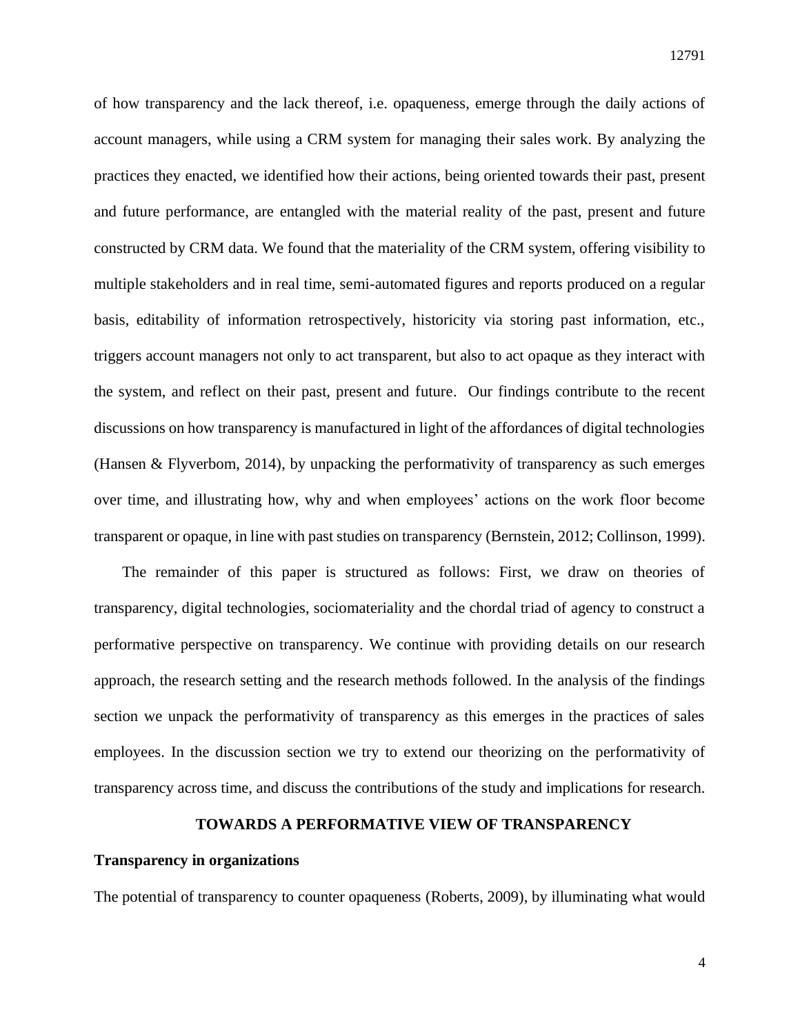of how transparency and the lack thereof, i.e. opaqueness, emerge through the daily actions of account managers, while using a CRM system for managing their sales work. By analyzing the practices they enacted, we identified how their actions, being oriented towards their past, present and future performance, are entangled with the material reality of the past, present and future constructed by CRM data. We found that the materiality of the CRM system, offering visibility to multiple stakeholders and in real time, semi-automated figures and reports produced on a regular basis, editability of information retrospectively, historicity via storing past information, etc., triggers account managers not only to act transparent, but also to act opaque as they interact with the system, and reflect on their past, present and future. Our findings contribute to the recent discussions on how transparency is manufactured in light of the affordances of digital technologies (Hansen & Flyverbom, 2014), by unpacking the performativity of transparency as such emerges over time, and illustrating how, why and when employees' actions on the work floor become transparent or opaque, in line with past studies on transparency (Bernstein, 2012; Collinson, 1999).

The remainder of this paper is structured as follows: First, we draw on theories of transparency, digital technologies, sociomateriality and the chordal triad of agency to construct a performative perspective on transparency. We continue with providing details on our research approach, the research setting and the research methods followed. In the analysis of the findings section we unpack the performativity of transparency as this emerges in the practices of sales employees. In the discussion section we try to extend our theorizing on the performativity of transparency across time, and discuss the contributions of the study and implications for research.

## TOWARDS A PERFORMATIVE VIEW OF TRANSPARENCY

### Transparency in organizations

The potential of transparency to counter opaqueness (Roberts, 2009), by illuminating what would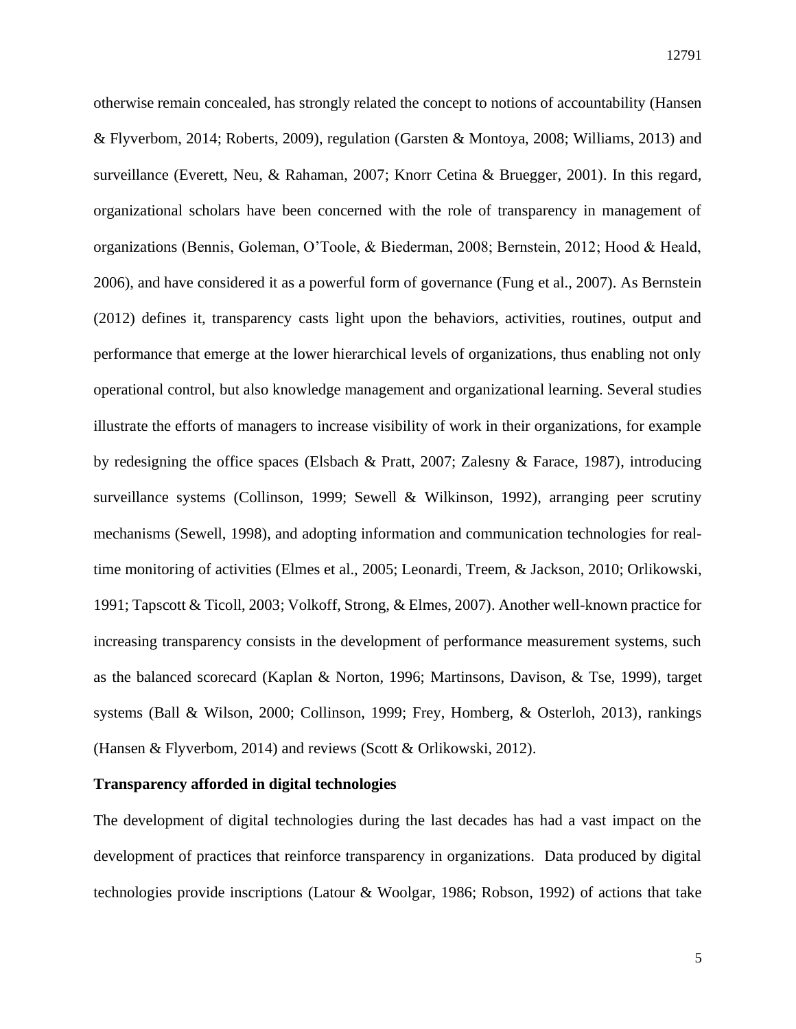otherwise remain concealed, has strongly related the concept to notions of accountability (Hansen & Flyverbom, 2014; Roberts, 2009), regulation (Garsten & Montoya, 2008; Williams, 2013) and surveillance (Everett, Neu, & Rahaman, 2007; Knorr Cetina & Bruegger, 2001). In this regard, organizational scholars have been concerned with the role of transparency in management of organizations (Bennis, Goleman, O'Toole, & Biederman, 2008; Bernstein, 2012; Hood & Heald, 2006), and have considered it as a powerful form of governance (Fung et al., 2007). As Bernstein (2012) defines it, transparency casts light upon the behaviors, activities, routines, output and performance that emerge at the lower hierarchical levels of organizations, thus enabling not only operational control, but also knowledge management and organizational learning. Several studies illustrate the efforts of managers to increase visibility of work in their organizations, for example by redesigning the office spaces (Elsbach & Pratt, 2007; Zalesny & Farace, 1987), introducing surveillance systems (Collinson, 1999; Sewell & Wilkinson, 1992), arranging peer scrutiny mechanisms (Sewell, 1998), and adopting information and communication technologies for real-time monitoring of activities (Elmes et al., 2005; Leonardi, Treem, & Jackson, 2010; Orlikowski, 1991; Tapscott & Ticoll, 2003; Volkoff, Strong, & Elmes, 2007). Another well-known practice for increasing transparency consists in the development of performance measurement systems, such as the balanced scorecard (Kaplan & Norton, 1996; Martinsons, Davison, & Tse, 1999), target systems (Ball & Wilson, 2000; Collinson, 1999; Frey, Homberg, & Osterloh, 2013), rankings (Hansen & Flyverbom, 2014) and reviews (Scott & Orlikowski, 2012).

**Transparency afforded in digital technologies**

The development of digital technologies during the last decades has had a vast impact on the development of practices that reinforce transparency in organizations. Data produced by digital technologies provide inscriptions (Latour & Woolgar, 1986; Robson, 1992) of actions that take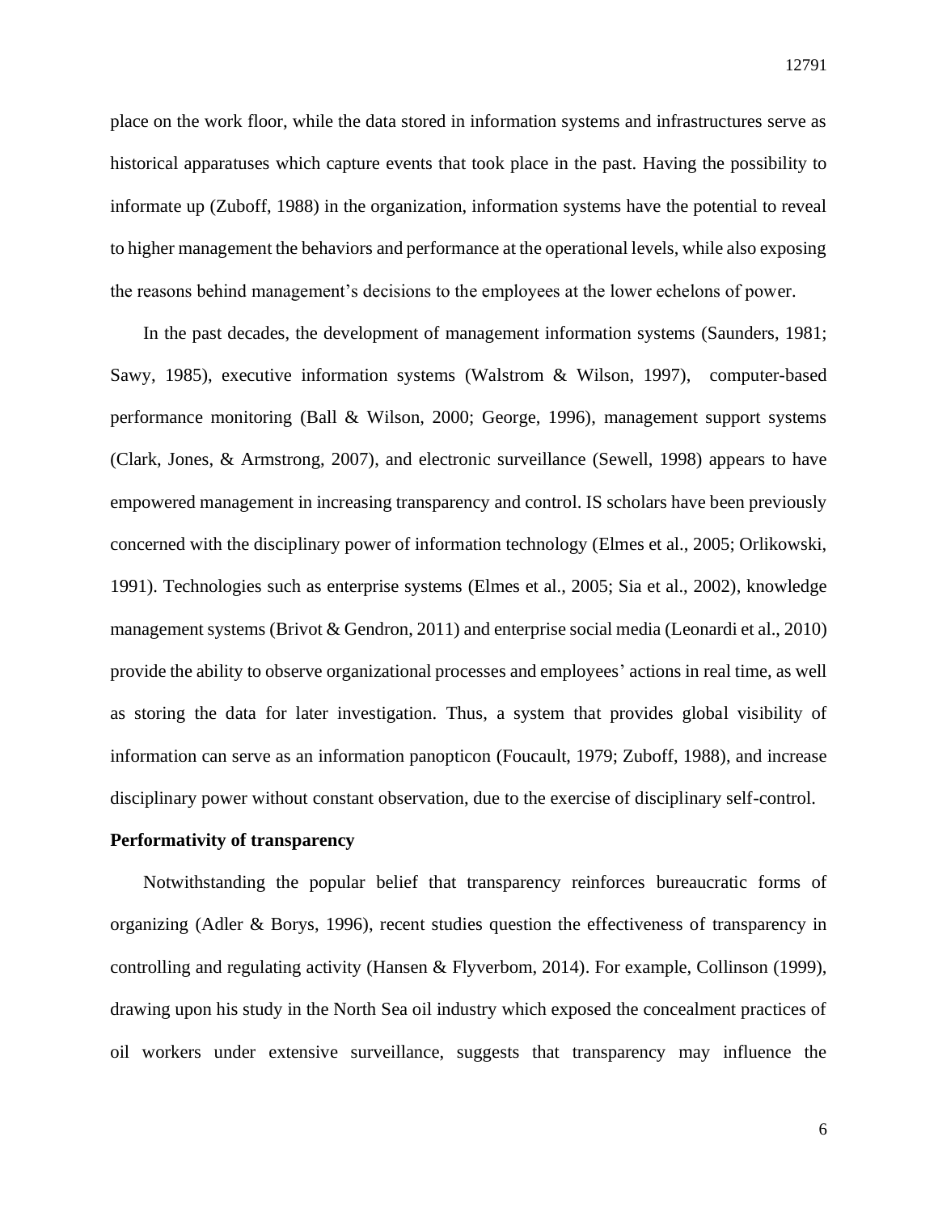place on the work floor, while the data stored in information systems and infrastructures serve as historical apparatuses which capture events that took place in the past. Having the possibility to informate up (Zuboff, 1988) in the organization, information systems have the potential to reveal to higher management the behaviors and performance at the operational levels, while also exposing the reasons behind management's decisions to the employees at the lower echelons of power.

In the past decades, the development of management information systems (Saunders, 1981; Sawy, 1985), executive information systems (Walstrom & Wilson, 1997), computer-based performance monitoring (Ball & Wilson, 2000; George, 1996), management support systems (Clark, Jones, & Armstrong, 2007), and electronic surveillance (Sewell, 1998) appears to have empowered management in increasing transparency and control. IS scholars have been previously concerned with the disciplinary power of information technology (Elmes et al., 2005; Orlikowski, 1991). Technologies such as enterprise systems (Elmes et al., 2005; Sia et al., 2002), knowledge management systems (Brivot & Gendron, 2011) and enterprise social media (Leonardi et al., 2010) provide the ability to observe organizational processes and employees' actions in real time, as well as storing the data for later investigation. Thus, a system that provides global visibility of information can serve as an information panopticon (Foucault, 1979; Zuboff, 1988), and increase disciplinary power without constant observation, due to the exercise of disciplinary self-control.

**Performativity of transparency**

Notwithstanding the popular belief that transparency reinforces bureaucratic forms of organizing (Adler & Borys, 1996), recent studies question the effectiveness of transparency in controlling and regulating activity (Hansen & Flyverbom, 2014). For example, Collinson (1999), drawing upon his study in the North Sea oil industry which exposed the concealment practices of oil workers under extensive surveillance, suggests that transparency may influence the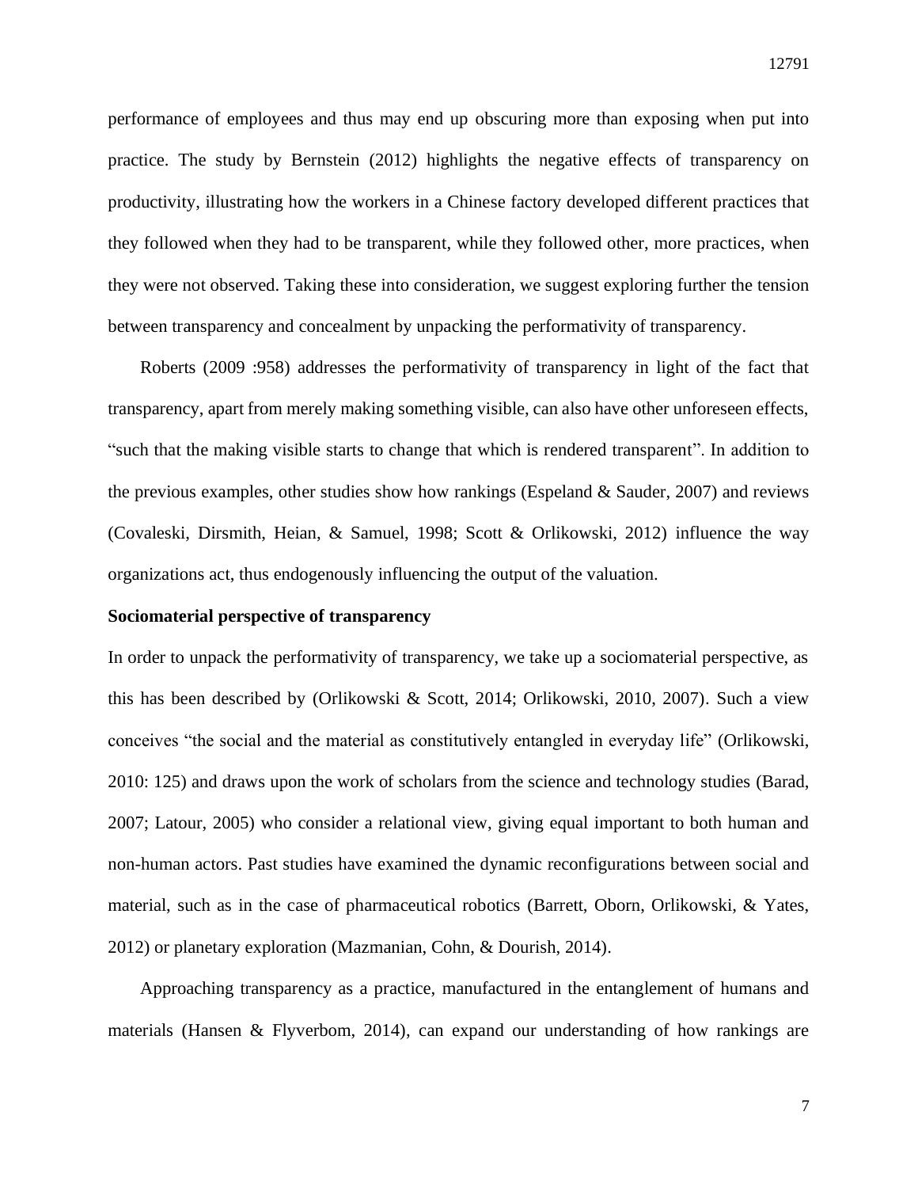performance of employees and thus may end up obscuring more than exposing when put into practice. The study by Bernstein (2012) highlights the negative effects of transparency on productivity, illustrating how the workers in a Chinese factory developed different practices that they followed when they had to be transparent, while they followed other, more practices, when they were not observed. Taking these into consideration, we suggest exploring further the tension between transparency and concealment by unpacking the performativity of transparency.

Roberts (2009 :958) addresses the performativity of transparency in light of the fact that transparency, apart from merely making something visible, can also have other unforeseen effects, "such that the making visible starts to change that which is rendered transparent". In addition to the previous examples, other studies show how rankings (Espeland & Sauder, 2007) and reviews (Covaleski, Dirsmith, Heian, & Samuel, 1998; Scott & Orlikowski, 2012) influence the way organizations act, thus endogenously influencing the output of the valuation.

**Sociomaterial perspective of transparency**

In order to unpack the performativity of transparency, we take up a sociomaterial perspective, as this has been described by (Orlikowski & Scott, 2014; Orlikowski, 2010, 2007). Such a view conceives "the social and the material as constitutively entangled in everyday life" (Orlikowski, 2010: 125) and draws upon the work of scholars from the science and technology studies (Barad, 2007; Latour, 2005) who consider a relational view, giving equal important to both human and non-human actors. Past studies have examined the dynamic reconfigurations between social and material, such as in the case of pharmaceutical robotics (Barrett, Oborn, Orlikowski, & Yates, 2012) or planetary exploration (Mazmanian, Cohn, & Dourish, 2014).

Approaching transparency as a practice, manufactured in the entanglement of humans and materials (Hansen & Flyverbom, 2014), can expand our understanding of how rankings are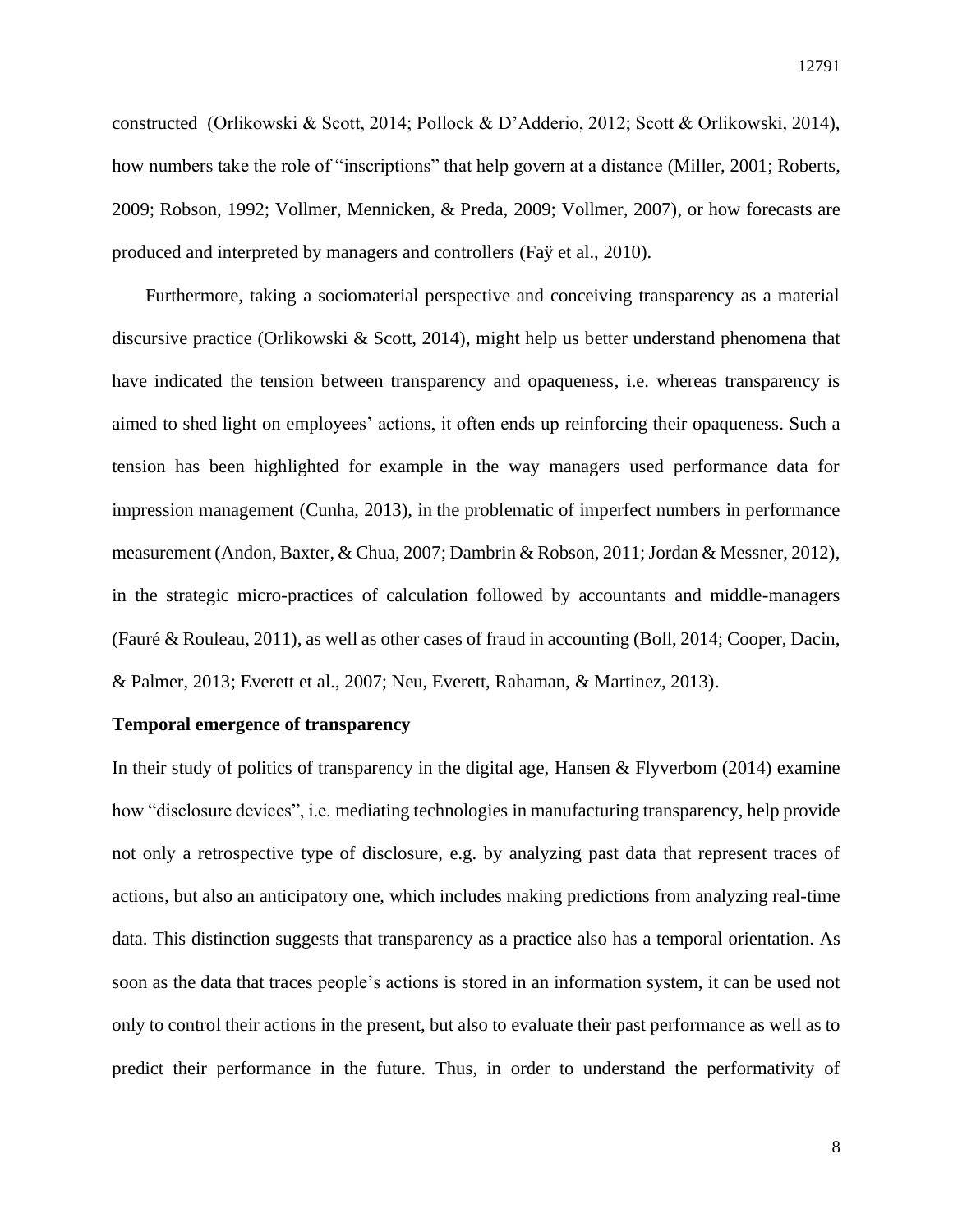constructed (Orlikowski & Scott, 2014; Pollock & D'Adderio, 2012; Scott & Orlikowski, 2014), how numbers take the role of "inscriptions" that help govern at a distance (Miller, 2001; Roberts, 2009; Robson, 1992; Vollmer, Mennicken, & Preda, 2009; Vollmer, 2007), or how forecasts are produced and interpreted by managers and controllers (Faÿ et al., 2010).

Furthermore, taking a sociomaterial perspective and conceiving transparency as a material discursive practice (Orlikowski & Scott, 2014), might help us better understand phenomena that have indicated the tension between transparency and opaqueness, i.e. whereas transparency is aimed to shed light on employees' actions, it often ends up reinforcing their opaqueness. Such a tension has been highlighted for example in the way managers used performance data for impression management (Cunha, 2013), in the problematic of imperfect numbers in performance measurement (Andon, Baxter, & Chua, 2007; Dambrin & Robson, 2011; Jordan & Messner, 2012), in the strategic micro-practices of calculation followed by accountants and middle-managers (Fauré & Rouleau, 2011), as well as other cases of fraud in accounting (Boll, 2014; Cooper, Dacin, & Palmer, 2013; Everett et al., 2007; Neu, Everett, Rahaman, & Martinez, 2013).

**Temporal emergence of transparency**

In their study of politics of transparency in the digital age, Hansen & Flyverbom (2014) examine how "disclosure devices", i.e. mediating technologies in manufacturing transparency, help provide not only a retrospective type of disclosure, e.g. by analyzing past data that represent traces of actions, but also an anticipatory one, which includes making predictions from analyzing real-time data. This distinction suggests that transparency as a practice also has a temporal orientation. As soon as the data that traces people's actions is stored in an information system, it can be used not only to control their actions in the present, but also to evaluate their past performance as well as to predict their performance in the future. Thus, in order to understand the performativity of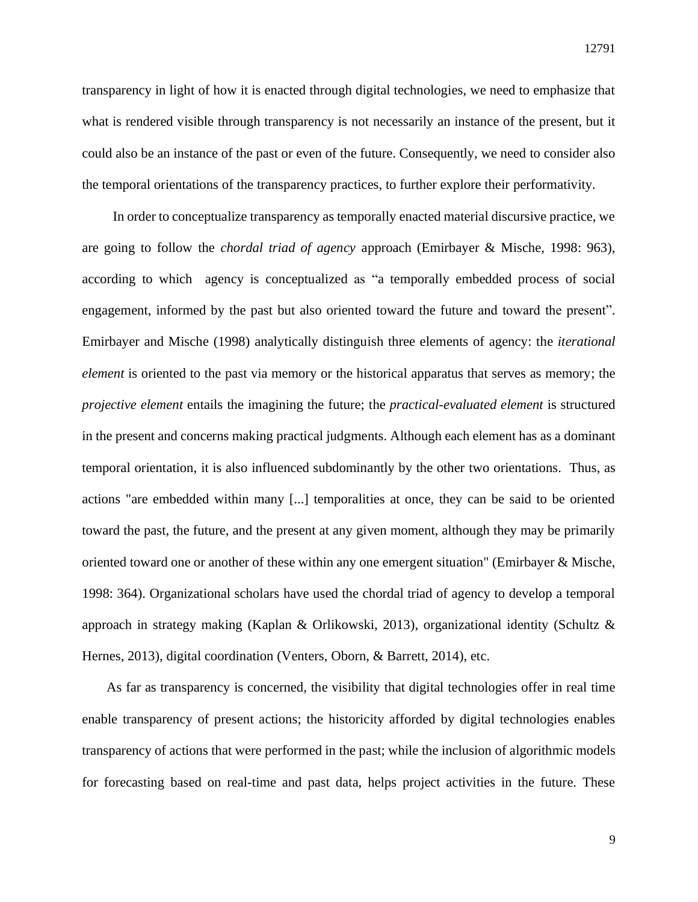transparency in light of how it is enacted through digital technologies, we need to emphasize that what is rendered visible through transparency is not necessarily an instance of the present, but it could also be an instance of the past or even of the future. Consequently, we need to consider also the temporal orientations of the transparency practices, to further explore their performativity.

In order to conceptualize transparency as temporally enacted material discursive practice, we are going to follow the *chordal triad of agency* approach (Emirbayer & Mische, 1998: 963), according to which agency is conceptualized as "a temporally embedded process of social engagement, informed by the past but also oriented toward the future and toward the present". Emirbayer and Mische (1998) analytically distinguish three elements of agency: the *iterational element* is oriented to the past via memory or the historical apparatus that serves as memory; the *projective element* entails the imagining the future; the *practical-evaluated element* is structured in the present and concerns making practical judgments. Although each element has as a dominant temporal orientation, it is also influenced subdominantly by the other two orientations. Thus, as actions "are embedded within many [...] temporalities at once, they can be said to be oriented toward the past, the future, and the present at any given moment, although they may be primarily oriented toward one or another of these within any one emergent situation" (Emirbayer & Mische, 1998: 364). Organizational scholars have used the chordal triad of agency to develop a temporal approach in strategy making (Kaplan & Orlikowski, 2013), organizational identity (Schultz & Hernes, 2013), digital coordination (Venters, Oborn, & Barrett, 2014), etc.

As far as transparency is concerned, the visibility that digital technologies offer in real time enable transparency of present actions; the historicity afforded by digital technologies enables transparency of actions that were performed in the past; while the inclusion of algorithmic models for forecasting based on real-time and past data, helps project activities in the future. These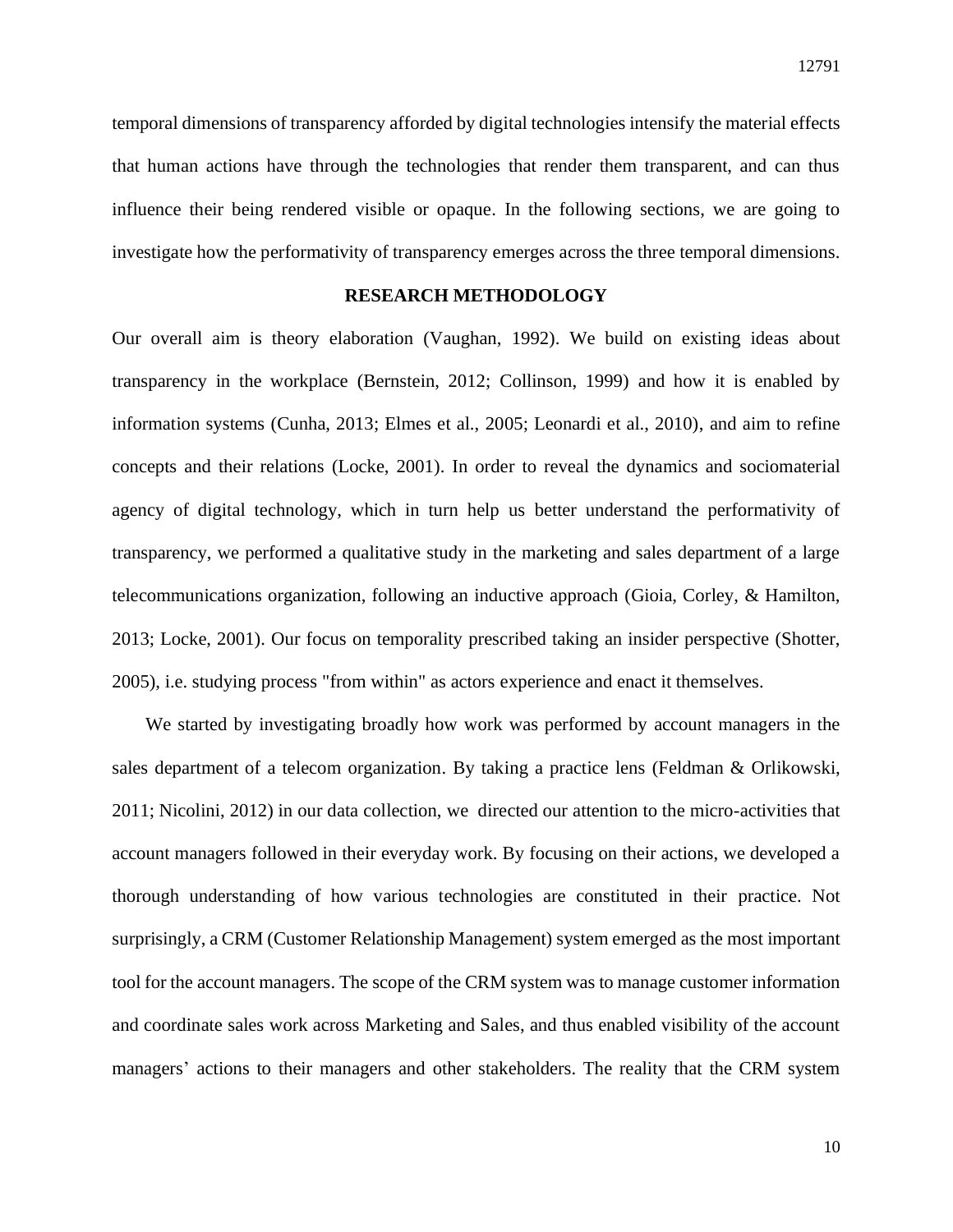temporal dimensions of transparency afforded by digital technologies intensify the material effects that human actions have through the technologies that render them transparent, and can thus influence their being rendered visible or opaque. In the following sections, we are going to investigate how the performativity of transparency emerges across the three temporal dimensions.

## RESEARCH METHODOLOGY

Our overall aim is theory elaboration (Vaughan, 1992). We build on existing ideas about transparency in the workplace (Bernstein, 2012; Collinson, 1999) and how it is enabled by information systems (Cunha, 2013; Elmes et al., 2005; Leonardi et al., 2010), and aim to refine concepts and their relations (Locke, 2001). In order to reveal the dynamics and sociomaterial agency of digital technology, which in turn help us better understand the performativity of transparency, we performed a qualitative study in the marketing and sales department of a large telecommunications organization, following an inductive approach (Gioia, Corley, & Hamilton, 2013; Locke, 2001). Our focus on temporality prescribed taking an insider perspective (Shotter, 2005), i.e. studying process "from within" as actors experience and enact it themselves.

We started by investigating broadly how work was performed by account managers in the sales department of a telecom organization. By taking a practice lens (Feldman & Orlikowski, 2011; Nicolini, 2012) in our data collection, we directed our attention to the micro-activities that account managers followed in their everyday work. By focusing on their actions, we developed a thorough understanding of how various technologies are constituted in their practice. Not surprisingly, a CRM (Customer Relationship Management) system emerged as the most important tool for the account managers. The scope of the CRM system was to manage customer information and coordinate sales work across Marketing and Sales, and thus enabled visibility of the account managers' actions to their managers and other stakeholders. The reality that the CRM system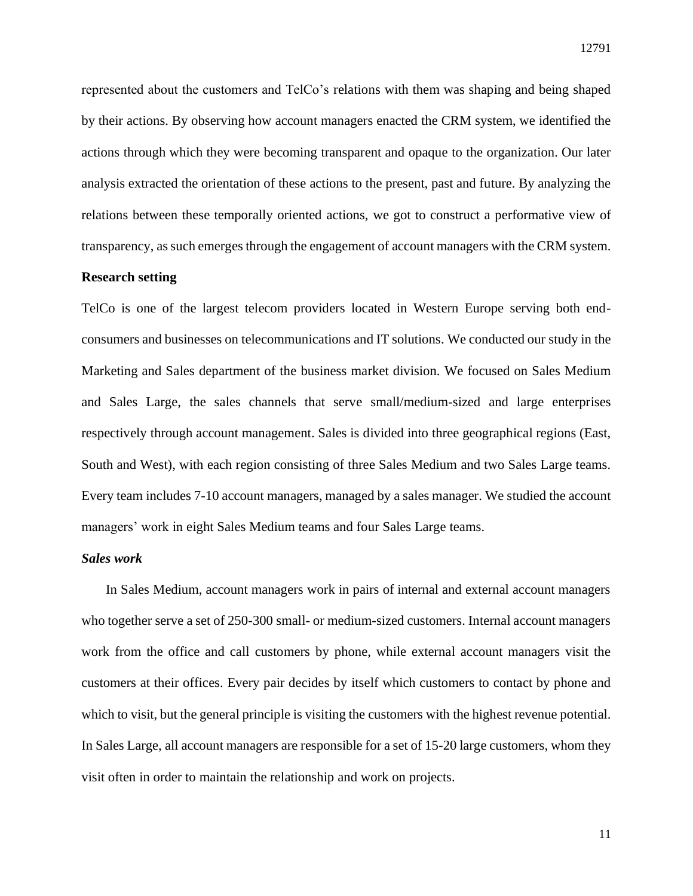represented about the customers and TelCo's relations with them was shaping and being shaped by their actions. By observing how account managers enacted the CRM system, we identified the actions through which they were becoming transparent and opaque to the organization. Our later analysis extracted the orientation of these actions to the present, past and future. By analyzing the relations between these temporally oriented actions, we got to construct a performative view of transparency, as such emerges through the engagement of account managers with the CRM system.

**Research setting**

TelCo is one of the largest telecom providers located in Western Europe serving both end-consumers and businesses on telecommunications and IT solutions. We conducted our study in the Marketing and Sales department of the business market division. We focused on Sales Medium and Sales Large, the sales channels that serve small/medium-sized and large enterprises respectively through account management. Sales is divided into three geographical regions (East, South and West), with each region consisting of three Sales Medium and two Sales Large teams. Every team includes 7-10 account managers, managed by a sales manager. We studied the account managers' work in eight Sales Medium teams and four Sales Large teams.

***Sales work***

In Sales Medium, account managers work in pairs of internal and external account managers who together serve a set of 250-300 small- or medium-sized customers. Internal account managers work from the office and call customers by phone, while external account managers visit the customers at their offices. Every pair decides by itself which customers to contact by phone and which to visit, but the general principle is visiting the customers with the highest revenue potential. In Sales Large, all account managers are responsible for a set of 15-20 large customers, whom they visit often in order to maintain the relationship and work on projects.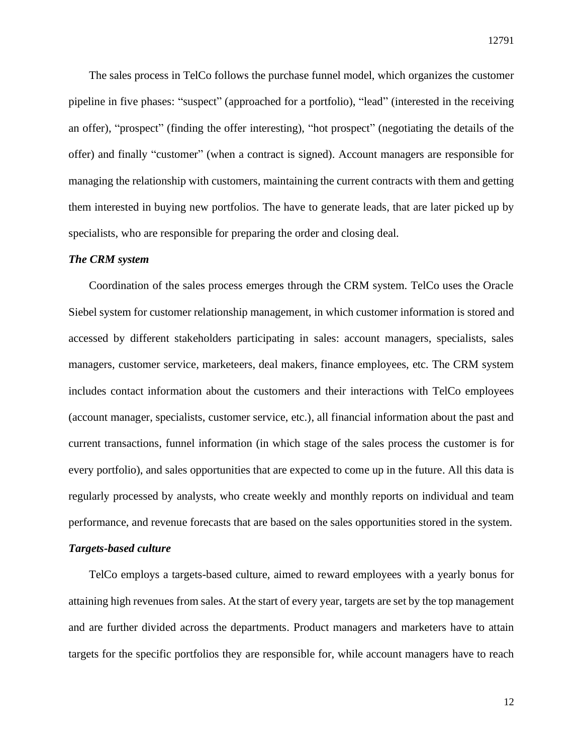The sales process in TelCo follows the purchase funnel model, which organizes the customer pipeline in five phases: “suspect” (approached for a portfolio), “lead” (interested in the receiving an offer), “prospect” (finding the offer interesting), “hot prospect” (negotiating the details of the offer) and finally “customer” (when a contract is signed). Account managers are responsible for managing the relationship with customers, maintaining the current contracts with them and getting them interested in buying new portfolios. The have to generate leads, that are later picked up by specialists, who are responsible for preparing the order and closing deal.

***The CRM system***

Coordination of the sales process emerges through the CRM system. TelCo uses the Oracle Siebel system for customer relationship management, in which customer information is stored and accessed by different stakeholders participating in sales: account managers, specialists, sales managers, customer service, marketeers, deal makers, finance employees, etc. The CRM system includes contact information about the customers and their interactions with TelCo employees (account manager, specialists, customer service, etc.), all financial information about the past and current transactions, funnel information (in which stage of the sales process the customer is for every portfolio), and sales opportunities that are expected to come up in the future. All this data is regularly processed by analysts, who create weekly and monthly reports on individual and team performance, and revenue forecasts that are based on the sales opportunities stored in the system.

***Targets-based culture***

TelCo employs a targets-based culture, aimed to reward employees with a yearly bonus for attaining high revenues from sales. At the start of every year, targets are set by the top management and are further divided across the departments. Product managers and marketers have to attain targets for the specific portfolios they are responsible for, while account managers have to reach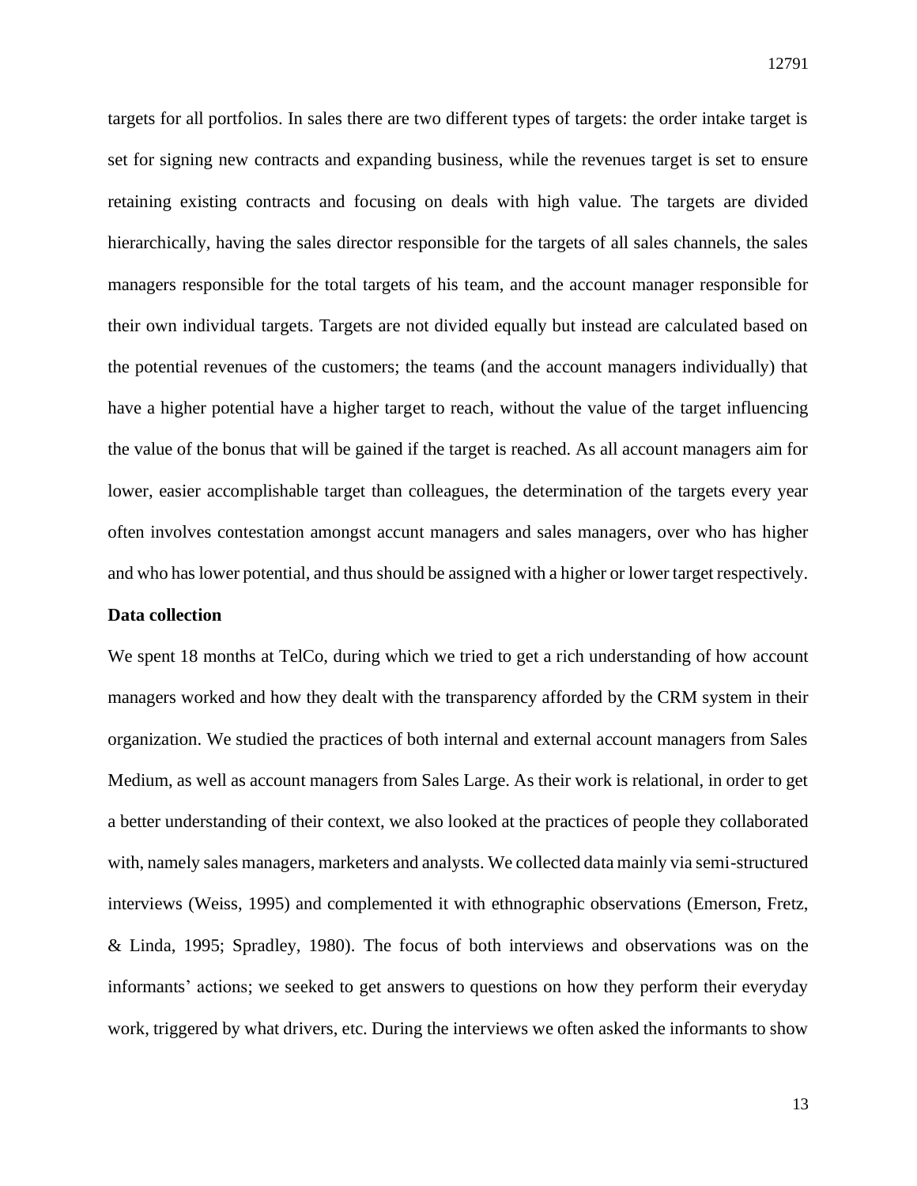targets for all portfolios. In sales there are two different types of targets: the order intake target is set for signing new contracts and expanding business, while the revenues target is set to ensure retaining existing contracts and focusing on deals with high value. The targets are divided hierarchically, having the sales director responsible for the targets of all sales channels, the sales managers responsible for the total targets of his team, and the account manager responsible for their own individual targets. Targets are not divided equally but instead are calculated based on the potential revenues of the customers; the teams (and the account managers individually) that have a higher potential have a higher target to reach, without the value of the target influencing the value of the bonus that will be gained if the target is reached. As all account managers aim for lower, easier accomplishable target than colleagues, the determination of the targets every year often involves contestation amongst accunt managers and sales managers, over who has higher and who has lower potential, and thus should be assigned with a higher or lower target respectively.

**Data collection**

We spent 18 months at TelCo, during which we tried to get a rich understanding of how account managers worked and how they dealt with the transparency afforded by the CRM system in their organization. We studied the practices of both internal and external account managers from Sales Medium, as well as account managers from Sales Large. As their work is relational, in order to get a better understanding of their context, we also looked at the practices of people they collaborated with, namely sales managers, marketers and analysts. We collected data mainly via semi-structured interviews (Weiss, 1995) and complemented it with ethnographic observations (Emerson, Fretz, & Linda, 1995; Spradley, 1980). The focus of both interviews and observations was on the informants' actions; we seeked to get answers to questions on how they perform their everyday work, triggered by what drivers, etc. During the interviews we often asked the informants to show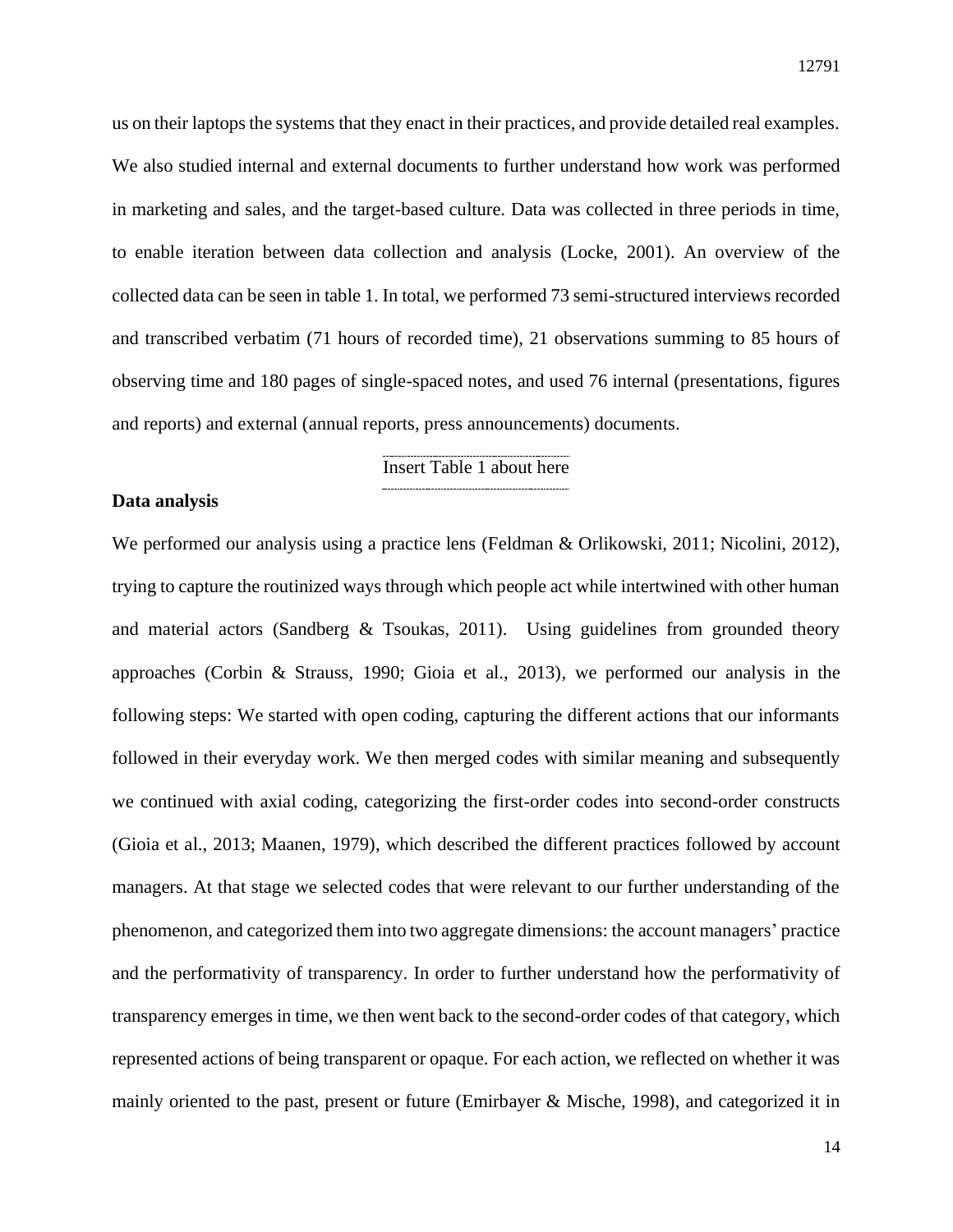us on their laptops the systems that they enact in their practices, and provide detailed real examples. We also studied internal and external documents to further understand how work was performed in marketing and sales, and the target-based culture. Data was collected in three periods in time, to enable iteration between data collection and analysis (Locke, 2001). An overview of the collected data can be seen in table 1. In total, we performed 73 semi-structured interviews recorded and transcribed verbatim (71 hours of recorded time), 21 observations summing to 85 hours of observing time and 180 pages of single-spaced notes, and used 76 internal (presentations, figures and reports) and external (annual reports, press announcements) documents.

Insert Table 1 about here

**Data analysis**

We performed our analysis using a practice lens (Feldman & Orlikowski, 2011; Nicolini, 2012), trying to capture the routinized ways through which people act while intertwined with other human and material actors (Sandberg & Tsoukas, 2011). Using guidelines from grounded theory approaches (Corbin & Strauss, 1990; Gioia et al., 2013), we performed our analysis in the following steps: We started with open coding, capturing the different actions that our informants followed in their everyday work. We then merged codes with similar meaning and subsequently we continued with axial coding, categorizing the first-order codes into second-order constructs (Gioia et al., 2013; Maanen, 1979), which described the different practices followed by account managers. At that stage we selected codes that were relevant to our further understanding of the phenomenon, and categorized them into two aggregate dimensions: the account managers' practice and the performativity of transparency. In order to further understand how the performativity of transparency emerges in time, we then went back to the second-order codes of that category, which represented actions of being transparent or opaque. For each action, we reflected on whether it was mainly oriented to the past, present or future (Emirbayer & Mische, 1998), and categorized it in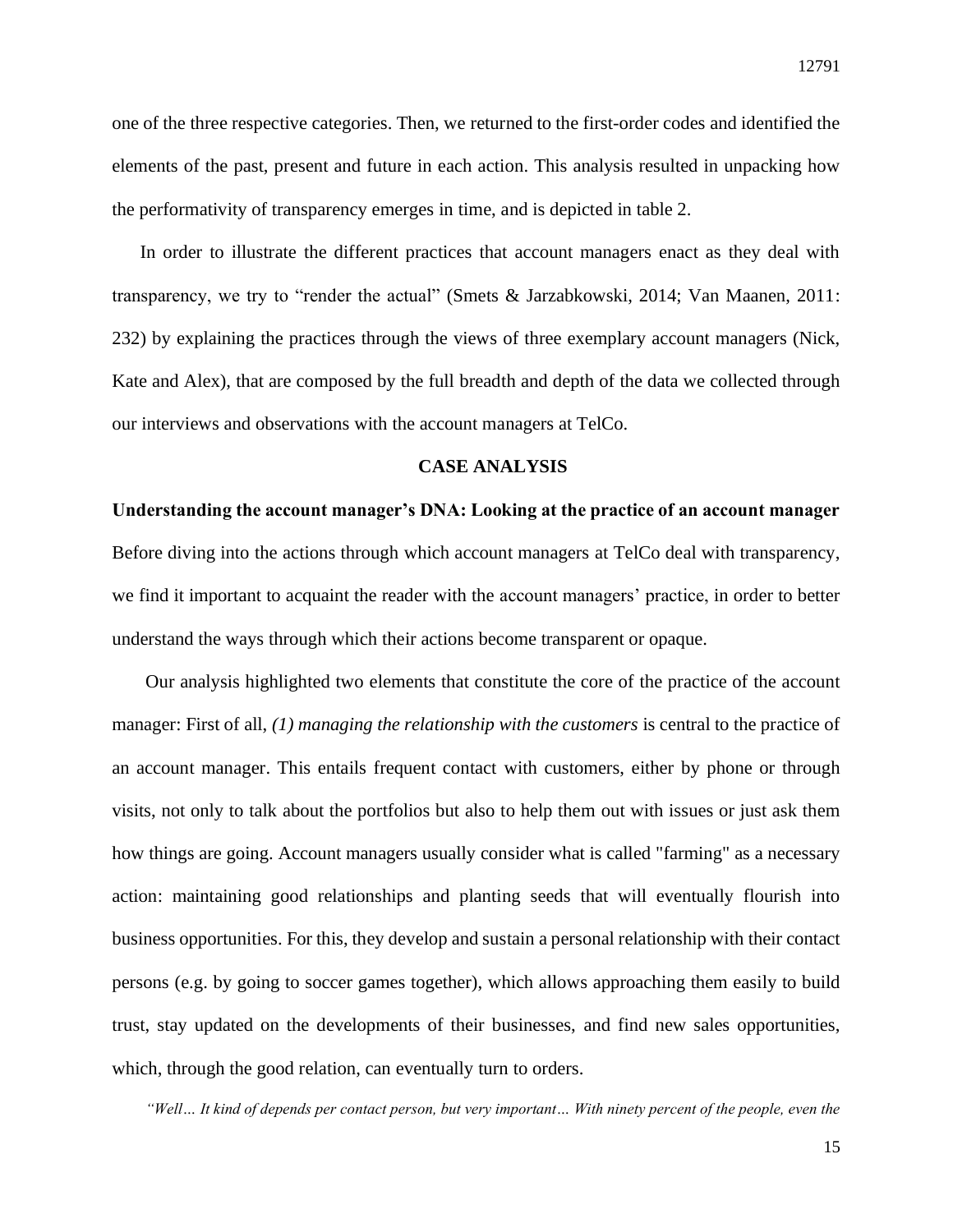one of the three respective categories. Then, we returned to the first-order codes and identified the elements of the past, present and future in each action. This analysis resulted in unpacking how the performativity of transparency emerges in time, and is depicted in table 2.

In order to illustrate the different practices that account managers enact as they deal with transparency, we try to "render the actual" (Smets & Jarzabkowski, 2014; Van Maanen, 2011: 232) by explaining the practices through the views of three exemplary account managers (Nick, Kate and Alex), that are composed by the full breadth and depth of the data we collected through our interviews and observations with the account managers at TelCo.

## CASE ANALYSIS

### Understanding the account manager's DNA: Looking at the practice of an account manager

Before diving into the actions through which account managers at TelCo deal with transparency, we find it important to acquaint the reader with the account managers' practice, in order to better understand the ways through which their actions become transparent or opaque.

Our analysis highlighted two elements that constitute the core of the practice of the account manager: First of all, *(1) managing the relationship with the customers* is central to the practice of an account manager. This entails frequent contact with customers, either by phone or through visits, not only to talk about the portfolios but also to help them out with issues or just ask them how things are going. Account managers usually consider what is called "farming" as a necessary action: maintaining good relationships and planting seeds that will eventually flourish into business opportunities. For this, they develop and sustain a personal relationship with their contact persons (e.g. by going to soccer games together), which allows approaching them easily to build trust, stay updated on the developments of their businesses, and find new sales opportunities, which, through the good relation, can eventually turn to orders.

*"Well… It kind of depends per contact person, but very important… With ninety percent of the people, even the*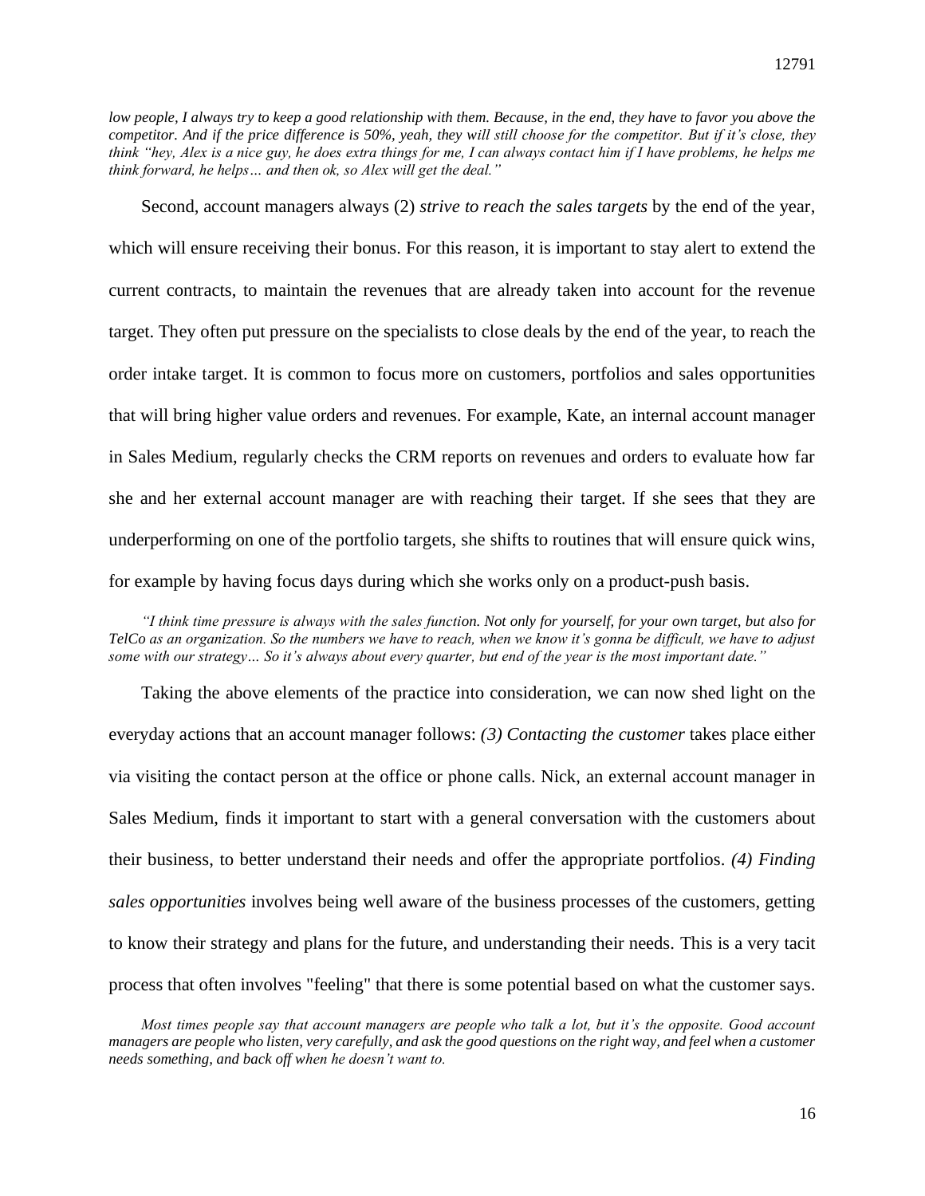*low people, I always try to keep a good relationship with them. Because, in the end, they have to favor you above the competitor. And if the price difference is 50%, yeah, they will still choose for the competitor. But if it's close, they think "hey, Alex is a nice guy, he does extra things for me, I can always contact him if I have problems, he helps me think forward, he helps… and then ok, so Alex will get the deal."*

Second, account managers always (2) *strive to reach the sales targets* by the end of the year, which will ensure receiving their bonus. For this reason, it is important to stay alert to extend the current contracts, to maintain the revenues that are already taken into account for the revenue target. They often put pressure on the specialists to close deals by the end of the year, to reach the order intake target. It is common to focus more on customers, portfolios and sales opportunities that will bring higher value orders and revenues. For example, Kate, an internal account manager in Sales Medium, regularly checks the CRM reports on revenues and orders to evaluate how far she and her external account manager are with reaching their target. If she sees that they are underperforming on one of the portfolio targets, she shifts to routines that will ensure quick wins, for example by having focus days during which she works only on a product-push basis.

*"I think time pressure is always with the sales function. Not only for yourself, for your own target, but also for TelCo as an organization. So the numbers we have to reach, when we know it's gonna be difficult, we have to adjust some with our strategy… So it's always about every quarter, but end of the year is the most important date."*

Taking the above elements of the practice into consideration, we can now shed light on the everyday actions that an account manager follows: *(3) Contacting the customer* takes place either via visiting the contact person at the office or phone calls. Nick, an external account manager in Sales Medium, finds it important to start with a general conversation with the customers about their business, to better understand their needs and offer the appropriate portfolios. *(4) Finding sales opportunities* involves being well aware of the business processes of the customers, getting to know their strategy and plans for the future, and understanding their needs. This is a very tacit process that often involves "feeling" that there is some potential based on what the customer says.

*Most times people say that account managers are people who talk a lot, but it's the opposite. Good account managers are people who listen, very carefully, and ask the good questions on the right way, and feel when a customer needs something, and back off when he doesn't want to.*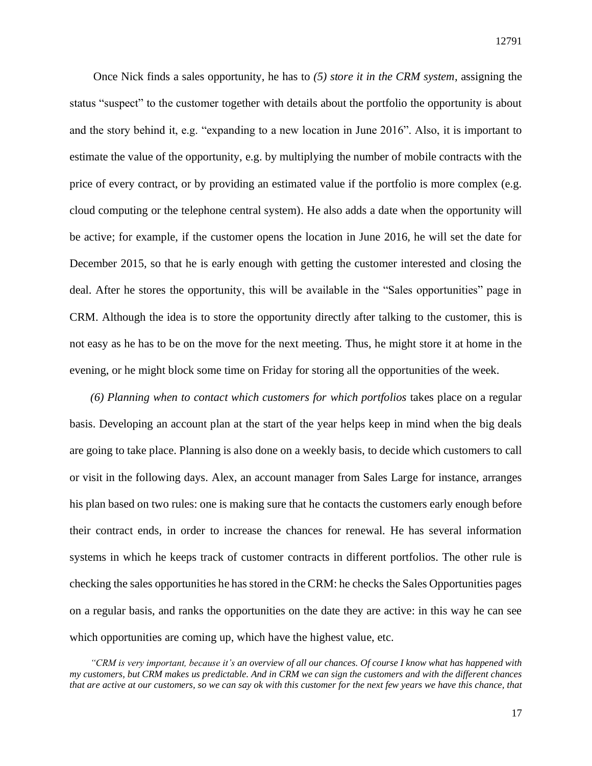Once Nick finds a sales opportunity, he has to *(5) store it in the CRM system*, assigning the status "suspect" to the customer together with details about the portfolio the opportunity is about and the story behind it, e.g. "expanding to a new location in June 2016". Also, it is important to estimate the value of the opportunity, e.g. by multiplying the number of mobile contracts with the price of every contract, or by providing an estimated value if the portfolio is more complex (e.g. cloud computing or the telephone central system). He also adds a date when the opportunity will be active; for example, if the customer opens the location in June 2016, he will set the date for December 2015, so that he is early enough with getting the customer interested and closing the deal. After he stores the opportunity, this will be available in the "Sales opportunities" page in CRM. Although the idea is to store the opportunity directly after talking to the customer, this is not easy as he has to be on the move for the next meeting. Thus, he might store it at home in the evening, or he might block some time on Friday for storing all the opportunities of the week.

*(6) Planning when to contact which customers for which portfolios* takes place on a regular basis. Developing an account plan at the start of the year helps keep in mind when the big deals are going to take place. Planning is also done on a weekly basis, to decide which customers to call or visit in the following days. Alex, an account manager from Sales Large for instance, arranges his plan based on two rules: one is making sure that he contacts the customers early enough before their contract ends, in order to increase the chances for renewal. He has several information systems in which he keeps track of customer contracts in different portfolios. The other rule is checking the sales opportunities he has stored in the CRM: he checks the Sales Opportunities pages on a regular basis, and ranks the opportunities on the date they are active: in this way he can see which opportunities are coming up, which have the highest value, etc.

*"CRM is very important, because it's an overview of all our chances. Of course I know what has happened with my customers, but CRM makes us predictable. And in CRM we can sign the customers and with the different chances that are active at our customers, so we can say ok with this customer for the next few years we have this chance, that*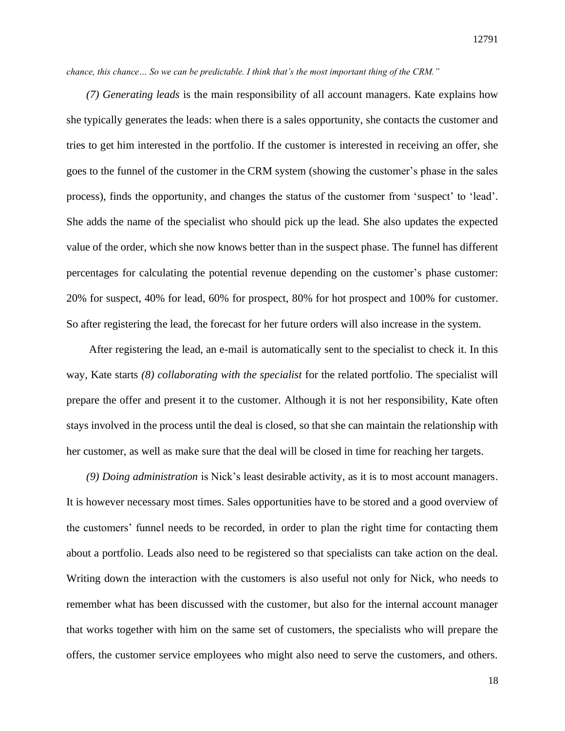*chance, this chance… So we can be predictable. I think that's the most important thing of the CRM."*

*(7) Generating leads* is the main responsibility of all account managers. Kate explains how she typically generates the leads: when there is a sales opportunity, she contacts the customer and tries to get him interested in the portfolio. If the customer is interested in receiving an offer, she goes to the funnel of the customer in the CRM system (showing the customer's phase in the sales process), finds the opportunity, and changes the status of the customer from 'suspect' to 'lead'. She adds the name of the specialist who should pick up the lead. She also updates the expected value of the order, which she now knows better than in the suspect phase. The funnel has different percentages for calculating the potential revenue depending on the customer's phase customer: 20% for suspect, 40% for lead, 60% for prospect, 80% for hot prospect and 100% for customer. So after registering the lead, the forecast for her future orders will also increase in the system.

After registering the lead, an e-mail is automatically sent to the specialist to check it. In this way, Kate starts *(8) collaborating with the specialist* for the related portfolio. The specialist will prepare the offer and present it to the customer. Although it is not her responsibility, Kate often stays involved in the process until the deal is closed, so that she can maintain the relationship with her customer, as well as make sure that the deal will be closed in time for reaching her targets.

*(9) Doing administration* is Nick's least desirable activity, as it is to most account managers. It is however necessary most times. Sales opportunities have to be stored and a good overview of the customers' funnel needs to be recorded, in order to plan the right time for contacting them about a portfolio. Leads also need to be registered so that specialists can take action on the deal. Writing down the interaction with the customers is also useful not only for Nick, who needs to remember what has been discussed with the customer, but also for the internal account manager that works together with him on the same set of customers, the specialists who will prepare the offers, the customer service employees who might also need to serve the customers, and others.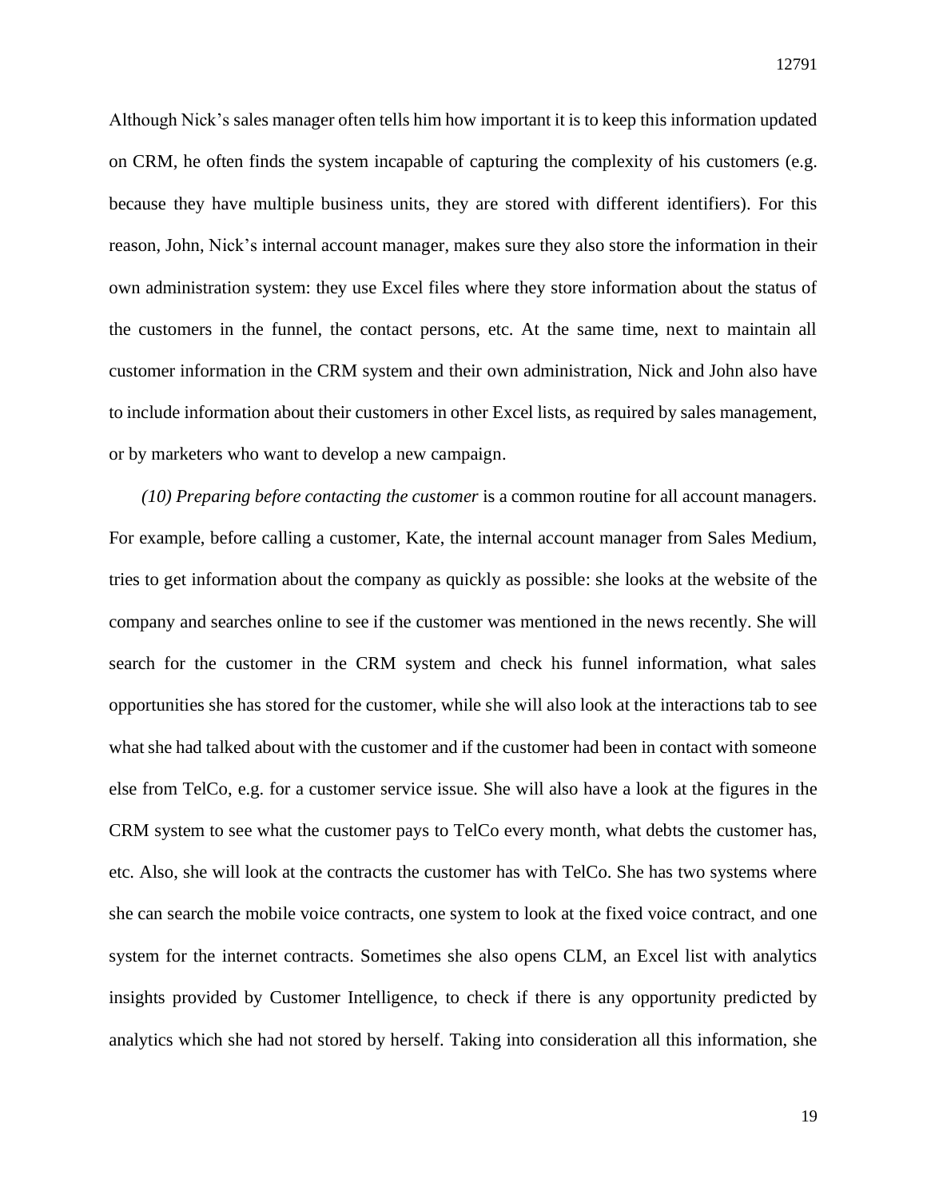Although Nick's sales manager often tells him how important it is to keep this information updated on CRM, he often finds the system incapable of capturing the complexity of his customers (e.g. because they have multiple business units, they are stored with different identifiers). For this reason, John, Nick's internal account manager, makes sure they also store the information in their own administration system: they use Excel files where they store information about the status of the customers in the funnel, the contact persons, etc. At the same time, next to maintain all customer information in the CRM system and their own administration, Nick and John also have to include information about their customers in other Excel lists, as required by sales management, or by marketers who want to develop a new campaign.

*(10) Preparing before contacting the customer* is a common routine for all account managers. For example, before calling a customer, Kate, the internal account manager from Sales Medium, tries to get information about the company as quickly as possible: she looks at the website of the company and searches online to see if the customer was mentioned in the news recently. She will search for the customer in the CRM system and check his funnel information, what sales opportunities she has stored for the customer, while she will also look at the interactions tab to see what she had talked about with the customer and if the customer had been in contact with someone else from TelCo, e.g. for a customer service issue. She will also have a look at the figures in the CRM system to see what the customer pays to TelCo every month, what debts the customer has, etc. Also, she will look at the contracts the customer has with TelCo. She has two systems where she can search the mobile voice contracts, one system to look at the fixed voice contract, and one system for the internet contracts. Sometimes she also opens CLM, an Excel list with analytics insights provided by Customer Intelligence, to check if there is any opportunity predicted by analytics which she had not stored by herself. Taking into consideration all this information, she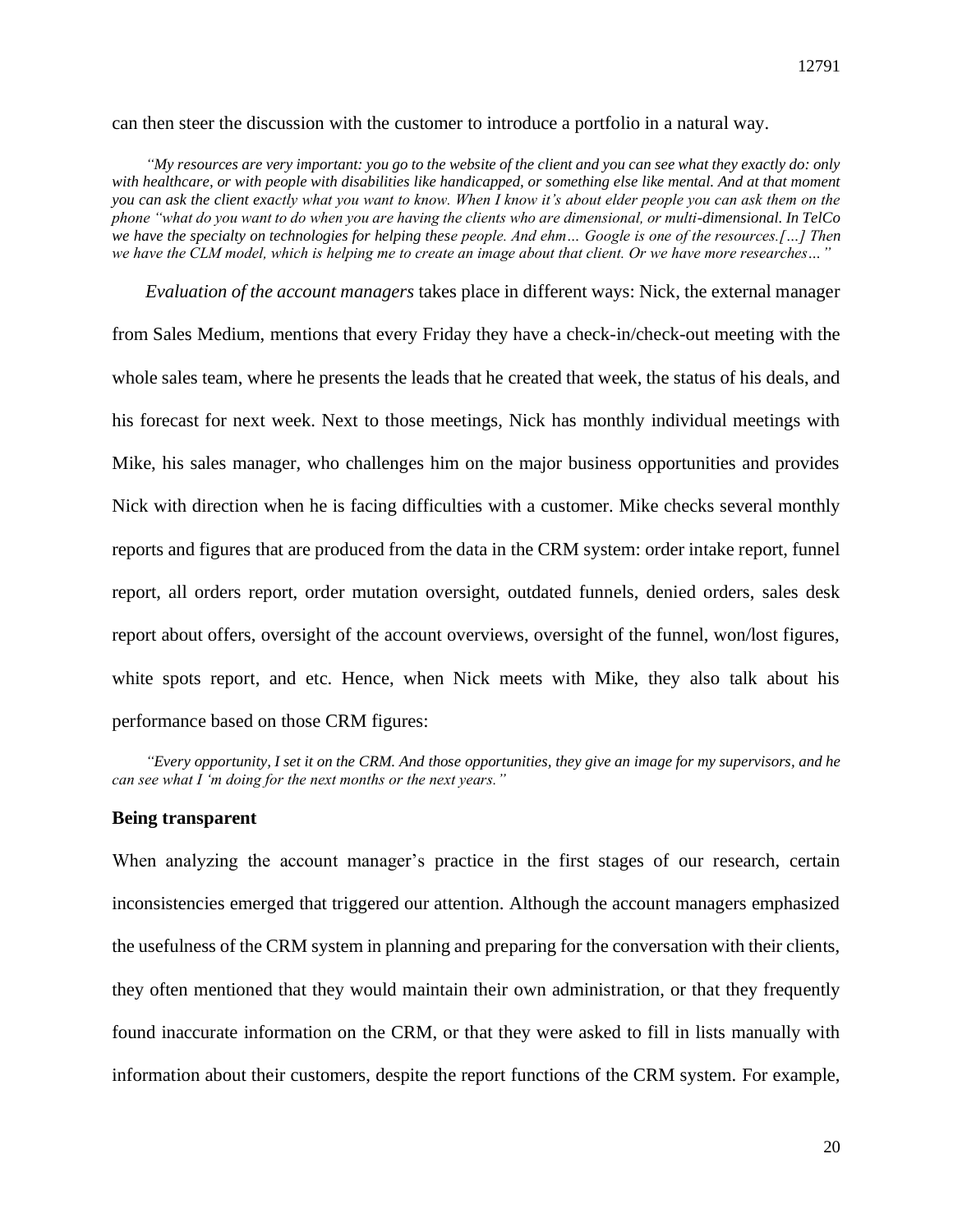can then steer the discussion with the customer to introduce a portfolio in a natural way.

> *"My resources are very important: you go to the website of the client and you can see what they exactly do: only with healthcare, or with people with disabilities like handicapped, or something else like mental. And at that moment you can ask the client exactly what you want to know. When I know it's about elder people you can ask them on the phone "what do you want to do when you are having the clients who are dimensional, or multi-dimensional. In TelCo we have the specialty on technologies for helping these people. And ehm… Google is one of the resources.[…] Then we have the CLM model, which is helping me to create an image about that client. Or we have more researches…"*

*Evaluation of the account managers* takes place in different ways: Nick, the external manager from Sales Medium, mentions that every Friday they have a check-in/check-out meeting with the whole sales team, where he presents the leads that he created that week, the status of his deals, and his forecast for next week. Next to those meetings, Nick has monthly individual meetings with Mike, his sales manager, who challenges him on the major business opportunities and provides Nick with direction when he is facing difficulties with a customer. Mike checks several monthly reports and figures that are produced from the data in the CRM system: order intake report, funnel report, all orders report, order mutation oversight, outdated funnels, denied orders, sales desk report about offers, oversight of the account overviews, oversight of the funnel, won/lost figures, white spots report, and etc. Hence, when Nick meets with Mike, they also talk about his performance based on those CRM figures:

> *"Every opportunity, I set it on the CRM. And those opportunities, they give an image for my supervisors, and he can see what I 'm doing for the next months or the next years."*

**Being transparent**

When analyzing the account manager's practice in the first stages of our research, certain inconsistencies emerged that triggered our attention. Although the account managers emphasized the usefulness of the CRM system in planning and preparing for the conversation with their clients, they often mentioned that they would maintain their own administration, or that they frequently found inaccurate information on the CRM, or that they were asked to fill in lists manually with information about their customers, despite the report functions of the CRM system. For example,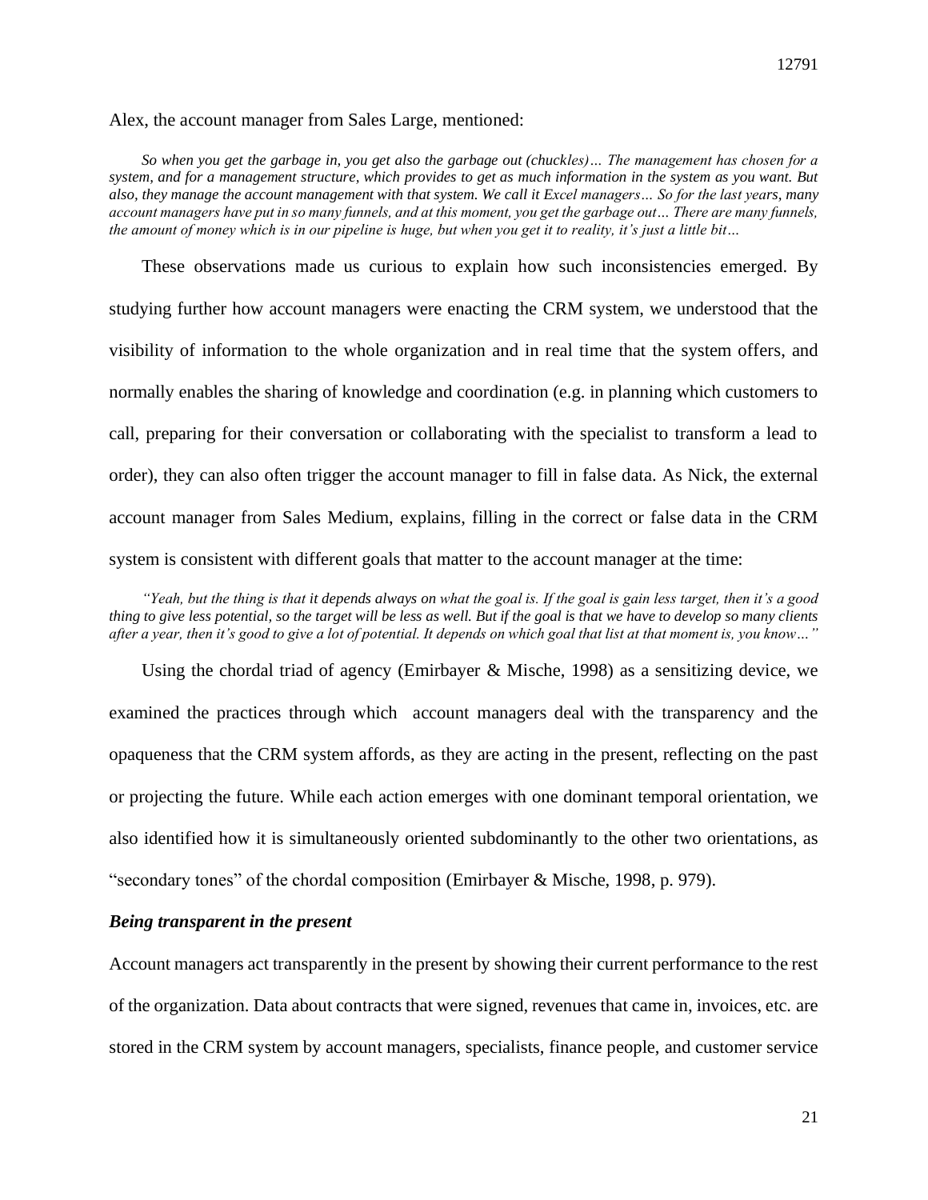Alex, the account manager from Sales Large, mentioned:

> *So when you get the garbage in, you get also the garbage out (chuckles)… The management has chosen for a system, and for a management structure, which provides to get as much information in the system as you want. But also, they manage the account management with that system. We call it Excel managers… So for the last years, many account managers have put in so many funnels, and at this moment, you get the garbage out… There are many funnels, the amount of money which is in our pipeline is huge, but when you get it to reality, it's just a little bit…*

These observations made us curious to explain how such inconsistencies emerged. By studying further how account managers were enacting the CRM system, we understood that the visibility of information to the whole organization and in real time that the system offers, and normally enables the sharing of knowledge and coordination (e.g. in planning which customers to call, preparing for their conversation or collaborating with the specialist to transform a lead to order), they can also often trigger the account manager to fill in false data. As Nick, the external account manager from Sales Medium, explains, filling in the correct or false data in the CRM system is consistent with different goals that matter to the account manager at the time:

> *"Yeah, but the thing is that it depends always on what the goal is. If the goal is gain less target, then it's a good thing to give less potential, so the target will be less as well. But if the goal is that we have to develop so many clients after a year, then it's good to give a lot of potential. It depends on which goal that list at that moment is, you know…"*

Using the chordal triad of agency (Emirbayer & Mische, 1998) as a sensitizing device, we examined the practices through which account managers deal with the transparency and the opaqueness that the CRM system affords, as they are acting in the present, reflecting on the past or projecting the future. While each action emerges with one dominant temporal orientation, we also identified how it is simultaneously oriented subdominantly to the other two orientations, as "secondary tones" of the chordal composition (Emirbayer & Mische, 1998, p. 979).

### *Being transparent in the present*

Account managers act transparently in the present by showing their current performance to the rest of the organization. Data about contracts that were signed, revenues that came in, invoices, etc. are stored in the CRM system by account managers, specialists, finance people, and customer service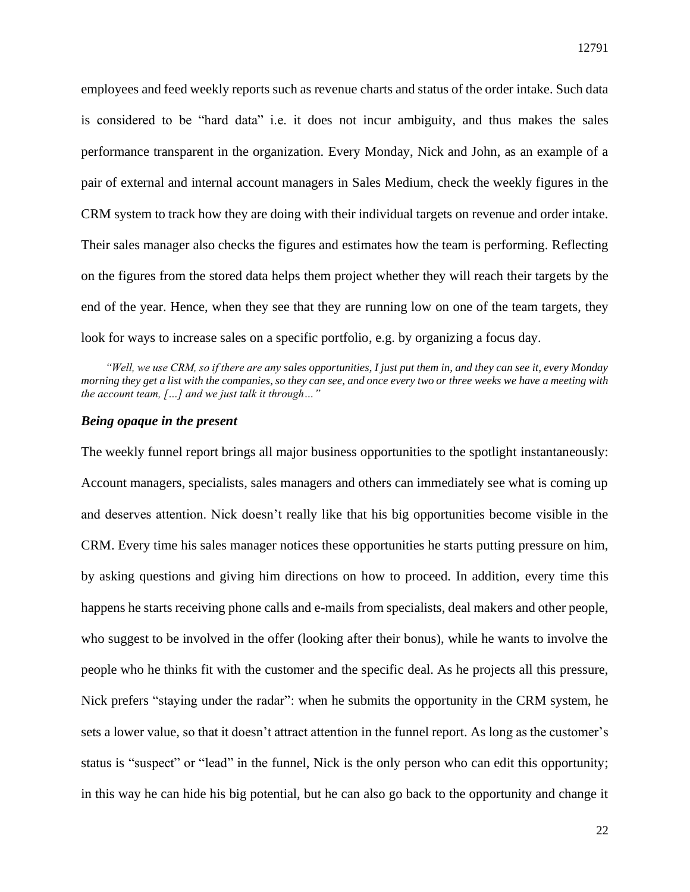employees and feed weekly reports such as revenue charts and status of the order intake. Such data is considered to be "hard data" i.e. it does not incur ambiguity, and thus makes the sales performance transparent in the organization. Every Monday, Nick and John, as an example of a pair of external and internal account managers in Sales Medium, check the weekly figures in the CRM system to track how they are doing with their individual targets on revenue and order intake. Their sales manager also checks the figures and estimates how the team is performing. Reflecting on the figures from the stored data helps them project whether they will reach their targets by the end of the year. Hence, when they see that they are running low on one of the team targets, they look for ways to increase sales on a specific portfolio, e.g. by organizing a focus day.

> *"Well, we use CRM, so if there are any sales opportunities, I just put them in, and they can see it, every Monday morning they get a list with the companies, so they can see, and once every two or three weeks we have a meeting with the account team, […] and we just talk it through…"*

### *Being opaque in the present*

The weekly funnel report brings all major business opportunities to the spotlight instantaneously: Account managers, specialists, sales managers and others can immediately see what is coming up and deserves attention. Nick doesn't really like that his big opportunities become visible in the CRM. Every time his sales manager notices these opportunities he starts putting pressure on him, by asking questions and giving him directions on how to proceed. In addition, every time this happens he starts receiving phone calls and e-mails from specialists, deal makers and other people, who suggest to be involved in the offer (looking after their bonus), while he wants to involve the people who he thinks fit with the customer and the specific deal. As he projects all this pressure, Nick prefers "staying under the radar": when he submits the opportunity in the CRM system, he sets a lower value, so that it doesn't attract attention in the funnel report. As long as the customer's status is "suspect" or "lead" in the funnel, Nick is the only person who can edit this opportunity; in this way he can hide his big potential, but he can also go back to the opportunity and change it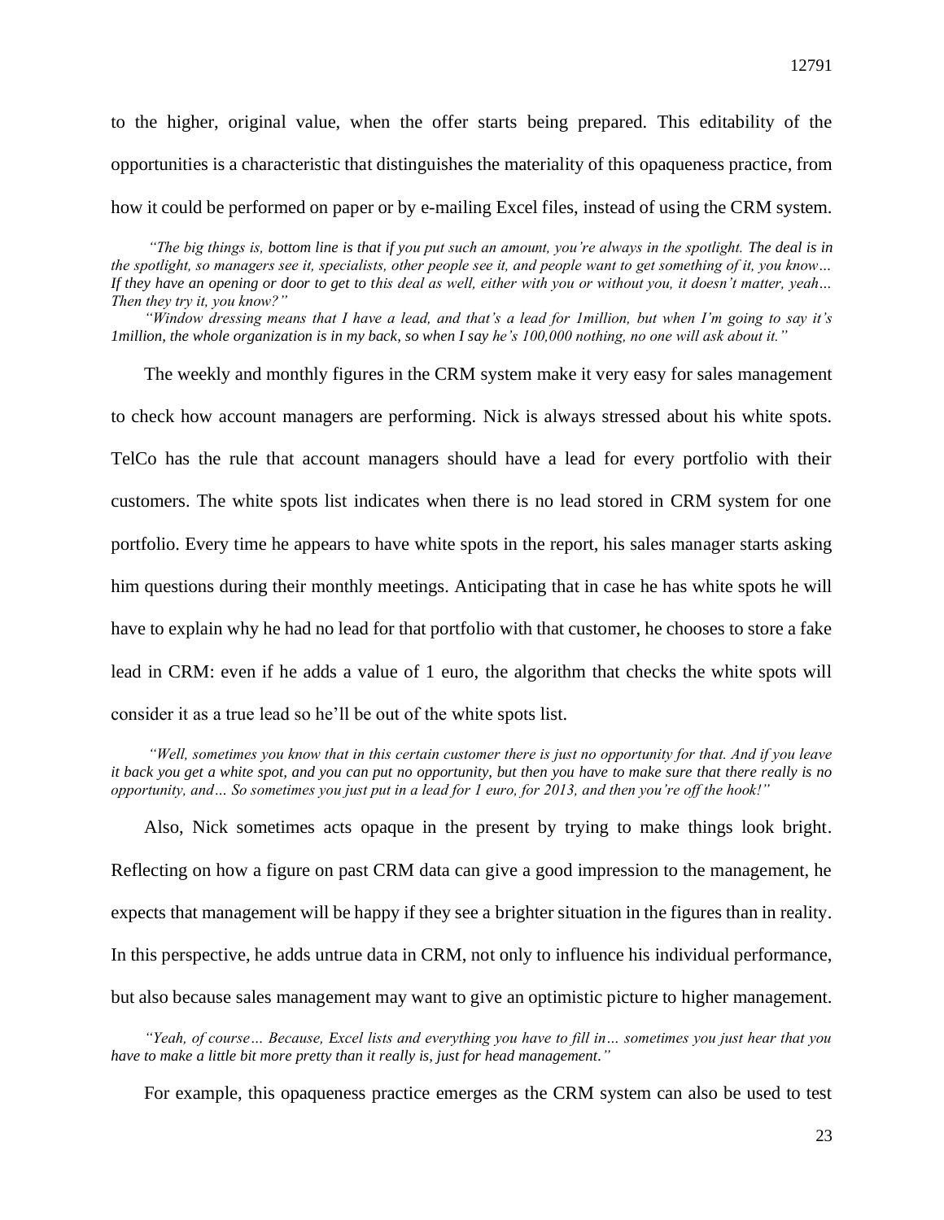to the higher, original value, when the offer starts being prepared. This editability of the opportunities is a characteristic that distinguishes the materiality of this opaqueness practice, from how it could be performed on paper or by e-mailing Excel files, instead of using the CRM system.

> *"The big things is, bottom line is that if you put such an amount, you're always in the spotlight. The deal is in the spotlight, so managers see it, specialists, other people see it, and people want to get something of it, you know… If they have an opening or door to get to this deal as well, either with you or without you, it doesn't matter, yeah… Then they try it, you know?"*
>
> *"Window dressing means that I have a lead, and that's a lead for 1million, but when I'm going to say it's 1million, the whole organization is in my back, so when I say he's 100,000 nothing, no one will ask about it."*

The weekly and monthly figures in the CRM system make it very easy for sales management to check how account managers are performing. Nick is always stressed about his white spots. TelCo has the rule that account managers should have a lead for every portfolio with their customers. The white spots list indicates when there is no lead stored in CRM system for one portfolio. Every time he appears to have white spots in the report, his sales manager starts asking him questions during their monthly meetings. Anticipating that in case he has white spots he will have to explain why he had no lead for that portfolio with that customer, he chooses to store a fake lead in CRM: even if he adds a value of 1 euro, the algorithm that checks the white spots will consider it as a true lead so he'll be out of the white spots list.

> *"Well, sometimes you know that in this certain customer there is just no opportunity for that. And if you leave it back you get a white spot, and you can put no opportunity, but then you have to make sure that there really is no opportunity, and… So sometimes you just put in a lead for 1 euro, for 2013, and then you're off the hook!"*

Also, Nick sometimes acts opaque in the present by trying to make things look bright. Reflecting on how a figure on past CRM data can give a good impression to the management, he expects that management will be happy if they see a brighter situation in the figures than in reality. In this perspective, he adds untrue data in CRM, not only to influence his individual performance, but also because sales management may want to give an optimistic picture to higher management.

> *"Yeah, of course… Because, Excel lists and everything you have to fill in… sometimes you just hear that you have to make a little bit more pretty than it really is, just for head management."*

For example, this opaqueness practice emerges as the CRM system can also be used to test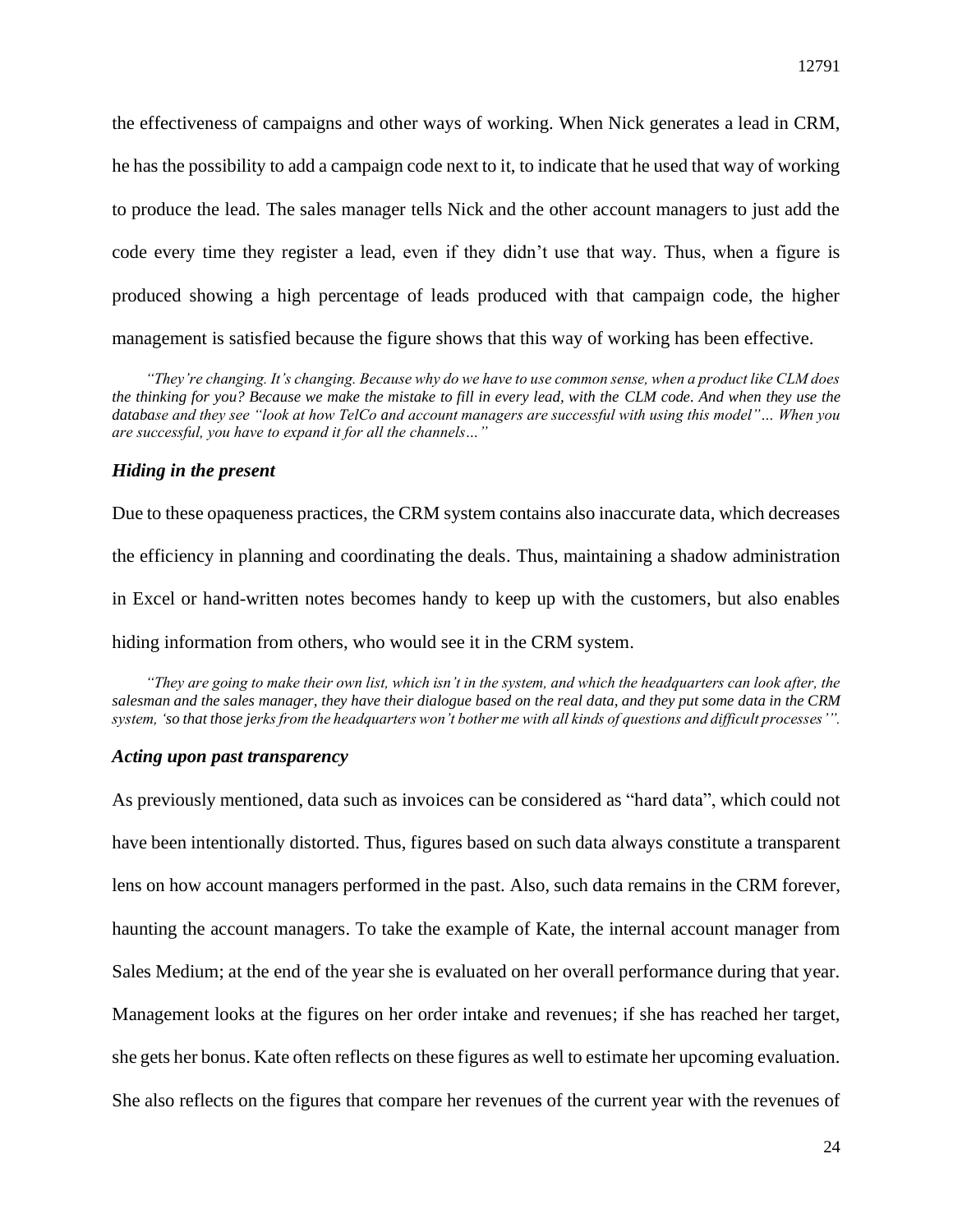the effectiveness of campaigns and other ways of working. When Nick generates a lead in CRM, he has the possibility to add a campaign code next to it, to indicate that he used that way of working to produce the lead. The sales manager tells Nick and the other account managers to just add the code every time they register a lead, even if they didn't use that way. Thus, when a figure is produced showing a high percentage of leads produced with that campaign code, the higher management is satisfied because the figure shows that this way of working has been effective.

> *"They're changing. It's changing. Because why do we have to use common sense, when a product like CLM does the thinking for you? Because we make the mistake to fill in every lead, with the CLM code. And when they use the database and they see "look at how TelCo and account managers are successful with using this model"… When you are successful, you have to expand it for all the channels…"*

### *Hiding in the present*

Due to these opaqueness practices, the CRM system contains also inaccurate data, which decreases the efficiency in planning and coordinating the deals. Thus, maintaining a shadow administration in Excel or hand-written notes becomes handy to keep up with the customers, but also enables hiding information from others, who would see it in the CRM system.

> *"They are going to make their own list, which isn't in the system, and which the headquarters can look after, the salesman and the sales manager, they have their dialogue based on the real data, and they put some data in the CRM system, 'so that those jerks from the headquarters won't bother me with all kinds of questions and difficult processes'".*

### *Acting upon past transparency*

As previously mentioned, data such as invoices can be considered as "hard data", which could not have been intentionally distorted. Thus, figures based on such data always constitute a transparent lens on how account managers performed in the past. Also, such data remains in the CRM forever, haunting the account managers. To take the example of Kate, the internal account manager from Sales Medium; at the end of the year she is evaluated on her overall performance during that year. Management looks at the figures on her order intake and revenues; if she has reached her target, she gets her bonus. Kate often reflects on these figures as well to estimate her upcoming evaluation. She also reflects on the figures that compare her revenues of the current year with the revenues of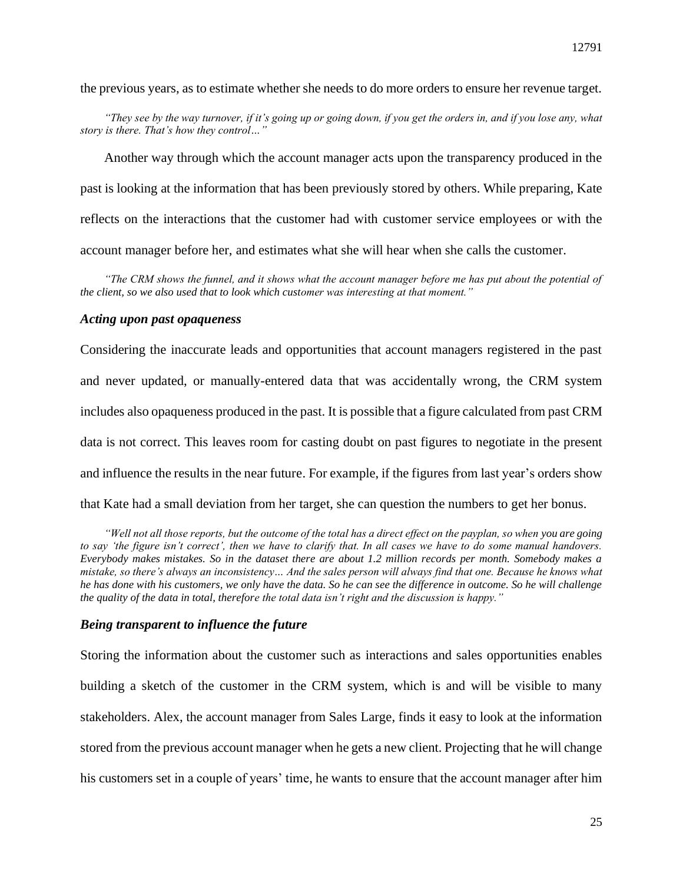the previous years, as to estimate whether she needs to do more orders to ensure her revenue target.

*"They see by the way turnover, if it's going up or going down, if you get the orders in, and if you lose any, what story is there. That's how they control…"*

Another way through which the account manager acts upon the transparency produced in the past is looking at the information that has been previously stored by others. While preparing, Kate reflects on the interactions that the customer had with customer service employees or with the account manager before her, and estimates what she will hear when she calls the customer.

*"The CRM shows the funnel, and it shows what the account manager before me has put about the potential of the client, so we also used that to look which customer was interesting at that moment."*

### *Acting upon past opaqueness*

Considering the inaccurate leads and opportunities that account managers registered in the past and never updated, or manually-entered data that was accidentally wrong, the CRM system includes also opaqueness produced in the past. It is possible that a figure calculated from past CRM data is not correct. This leaves room for casting doubt on past figures to negotiate in the present and influence the results in the near future. For example, if the figures from last year's orders show that Kate had a small deviation from her target, she can question the numbers to get her bonus.

*"Well not all those reports, but the outcome of the total has a direct effect on the payplan, so when you are going to say 'the figure isn't correct', then we have to clarify that. In all cases we have to do some manual handovers. Everybody makes mistakes. So in the dataset there are about 1.2 million records per month. Somebody makes a mistake, so there's always an inconsistency… And the sales person will always find that one. Because he knows what he has done with his customers, we only have the data. So he can see the difference in outcome. So he will challenge the quality of the data in total, therefore the total data isn't right and the discussion is happy."*

### *Being transparent to influence the future*

Storing the information about the customer such as interactions and sales opportunities enables building a sketch of the customer in the CRM system, which is and will be visible to many stakeholders. Alex, the account manager from Sales Large, finds it easy to look at the information stored from the previous account manager when he gets a new client. Projecting that he will change his customers set in a couple of years' time, he wants to ensure that the account manager after him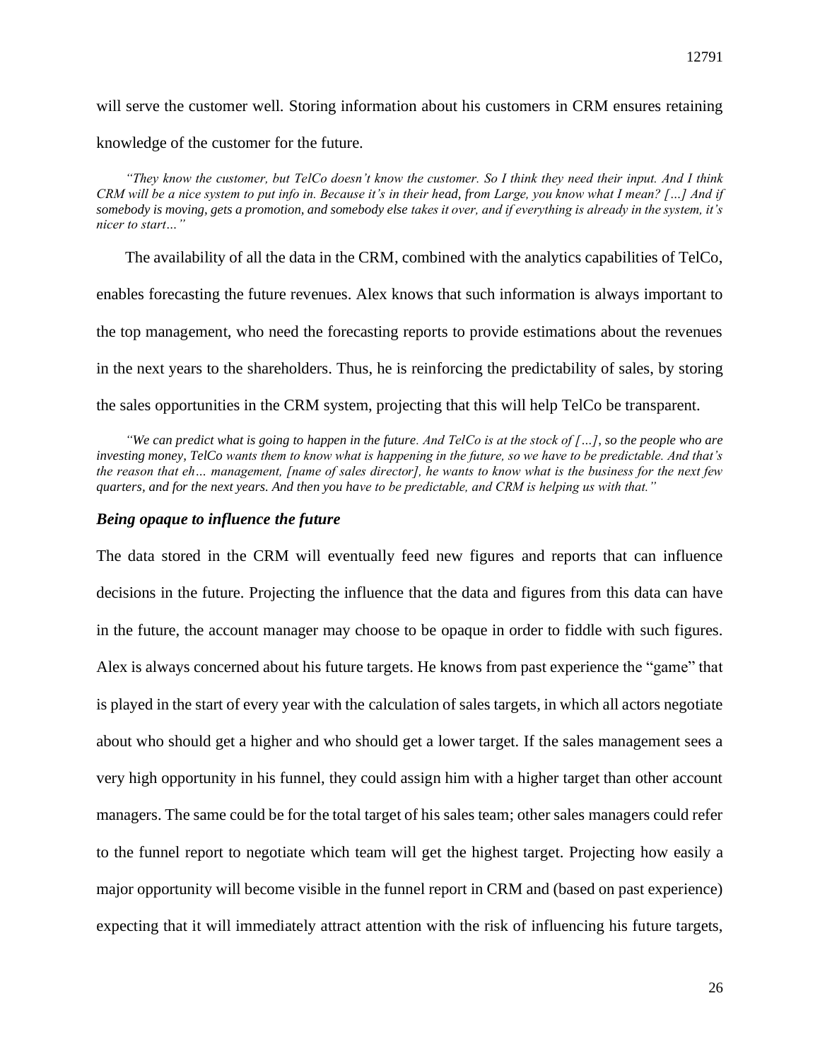will serve the customer well. Storing information about his customers in CRM ensures retaining knowledge of the customer for the future.

> *"They know the customer, but TelCo doesn't know the customer. So I think they need their input. And I think CRM will be a nice system to put info in. Because it's in their head, from Large, you know what I mean? […] And if somebody is moving, gets a promotion, and somebody else takes it over, and if everything is already in the system, it's nicer to start…"*

The availability of all the data in the CRM, combined with the analytics capabilities of TelCo, enables forecasting the future revenues. Alex knows that such information is always important to the top management, who need the forecasting reports to provide estimations about the revenues in the next years to the shareholders. Thus, he is reinforcing the predictability of sales, by storing the sales opportunities in the CRM system, projecting that this will help TelCo be transparent.

> *"We can predict what is going to happen in the future. And TelCo is at the stock of […], so the people who are investing money, TelCo wants them to know what is happening in the future, so we have to be predictable. And that's the reason that eh… management, [name of sales director], he wants to know what is the business for the next few quarters, and for the next years. And then you have to be predictable, and CRM is helping us with that."*

### *Being opaque to influence the future*

The data stored in the CRM will eventually feed new figures and reports that can influence decisions in the future. Projecting the influence that the data and figures from this data can have in the future, the account manager may choose to be opaque in order to fiddle with such figures. Alex is always concerned about his future targets. He knows from past experience the "game" that is played in the start of every year with the calculation of sales targets, in which all actors negotiate about who should get a higher and who should get a lower target. If the sales management sees a very high opportunity in his funnel, they could assign him with a higher target than other account managers. The same could be for the total target of his sales team; other sales managers could refer to the funnel report to negotiate which team will get the highest target. Projecting how easily a major opportunity will become visible in the funnel report in CRM and (based on past experience) expecting that it will immediately attract attention with the risk of influencing his future targets,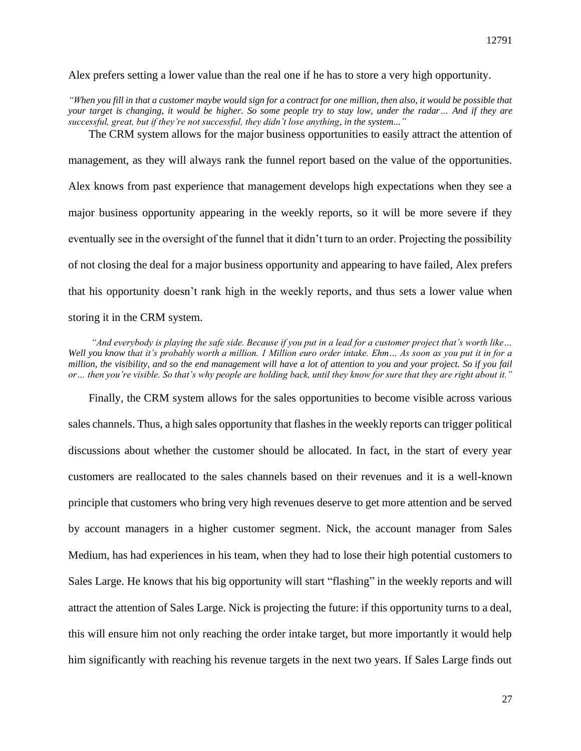Alex prefers setting a lower value than the real one if he has to store a very high opportunity.

*"When you fill in that a customer maybe would sign for a contract for one million, then also, it would be possible that your target is changing, it would be higher. So some people try to stay low, under the radar… And if they are successful, great, but if they're not successful, they didn't lose anything, in the system..."*

The CRM system allows for the major business opportunities to easily attract the attention of management, as they will always rank the funnel report based on the value of the opportunities. Alex knows from past experience that management develops high expectations when they see a major business opportunity appearing in the weekly reports, so it will be more severe if they eventually see in the oversight of the funnel that it didn't turn to an order. Projecting the possibility of not closing the deal for a major business opportunity and appearing to have failed, Alex prefers that his opportunity doesn't rank high in the weekly reports, and thus sets a lower value when storing it in the CRM system.

*"And everybody is playing the safe side. Because if you put in a lead for a customer project that's worth like… Well you know that it's probably worth a million. 1 Million euro order intake. Ehm… As soon as you put it in for a million, the visibility, and so the end management will have a lot of attention to you and your project. So if you fail or… then you're visible. So that's why people are holding back, until they know for sure that they are right about it."*

Finally, the CRM system allows for the sales opportunities to become visible across various sales channels. Thus, a high sales opportunity that flashes in the weekly reports can trigger political discussions about whether the customer should be allocated. In fact, in the start of every year customers are reallocated to the sales channels based on their revenues and it is a well-known principle that customers who bring very high revenues deserve to get more attention and be served by account managers in a higher customer segment. Nick, the account manager from Sales Medium, has had experiences in his team, when they had to lose their high potential customers to Sales Large. He knows that his big opportunity will start "flashing" in the weekly reports and will attract the attention of Sales Large. Nick is projecting the future: if this opportunity turns to a deal, this will ensure him not only reaching the order intake target, but more importantly it would help him significantly with reaching his revenue targets in the next two years. If Sales Large finds out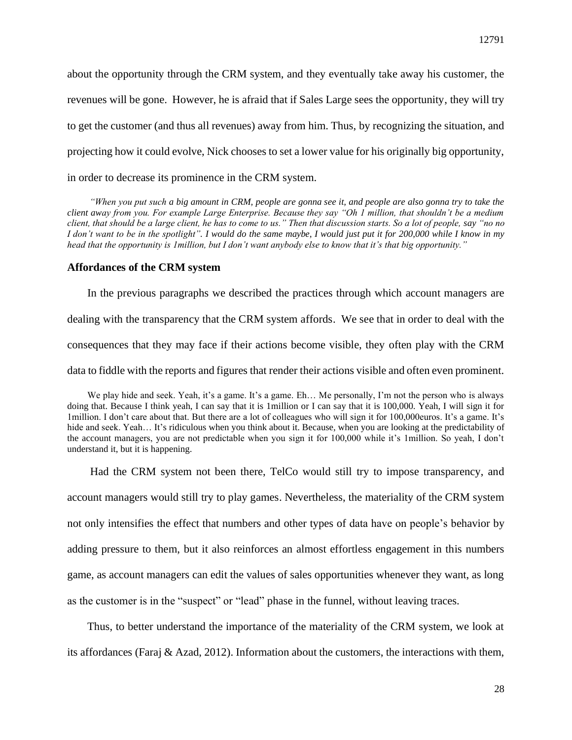about the opportunity through the CRM system, and they eventually take away his customer, the revenues will be gone. However, he is afraid that if Sales Large sees the opportunity, they will try to get the customer (and thus all revenues) away from him. Thus, by recognizing the situation, and projecting how it could evolve, Nick chooses to set a lower value for his originally big opportunity, in order to decrease its prominence in the CRM system.

> *"When you put such a big amount in CRM, people are gonna see it, and people are also gonna try to take the client away from you. For example Large Enterprise. Because they say "Oh 1 million, that shouldn't be a medium client, that should be a large client, he has to come to us." Then that discussion starts. So a lot of people,* say *"no no I don't want to be in the spotlight". I would do the same maybe, I would just put it for 200,000 while I know in my head that the opportunity is 1million, but I don't want anybody else to know that it's that big opportunity."*

### Affordances of the CRM system

In the previous paragraphs we described the practices through which account managers are dealing with the transparency that the CRM system affords. We see that in order to deal with the consequences that they may face if their actions become visible, they often play with the CRM data to fiddle with the reports and figures that render their actions visible and often even prominent.

> We play hide and seek. Yeah, it's a game. It's a game. Eh… Me personally, I'm not the person who is always doing that. Because I think yeah, I can say that it is 1million or I can say that it is 100,000. Yeah, I will sign it for 1million. I don't care about that. But there are a lot of colleagues who will sign it for 100,000euros. It's a game. It's hide and seek. Yeah… It's ridiculous when you think about it. Because, when you are looking at the predictability of the account managers, you are not predictable when you sign it for 100,000 while it's 1million. So yeah, I don't understand it, but it is happening.

Had the CRM system not been there, TelCo would still try to impose transparency, and account managers would still try to play games. Nevertheless, the materiality of the CRM system not only intensifies the effect that numbers and other types of data have on people's behavior by adding pressure to them, but it also reinforces an almost effortless engagement in this numbers game, as account managers can edit the values of sales opportunities whenever they want, as long as the customer is in the "suspect" or "lead" phase in the funnel, without leaving traces.

Thus, to better understand the importance of the materiality of the CRM system, we look at its affordances (Faraj & Azad, 2012). Information about the customers, the interactions with them,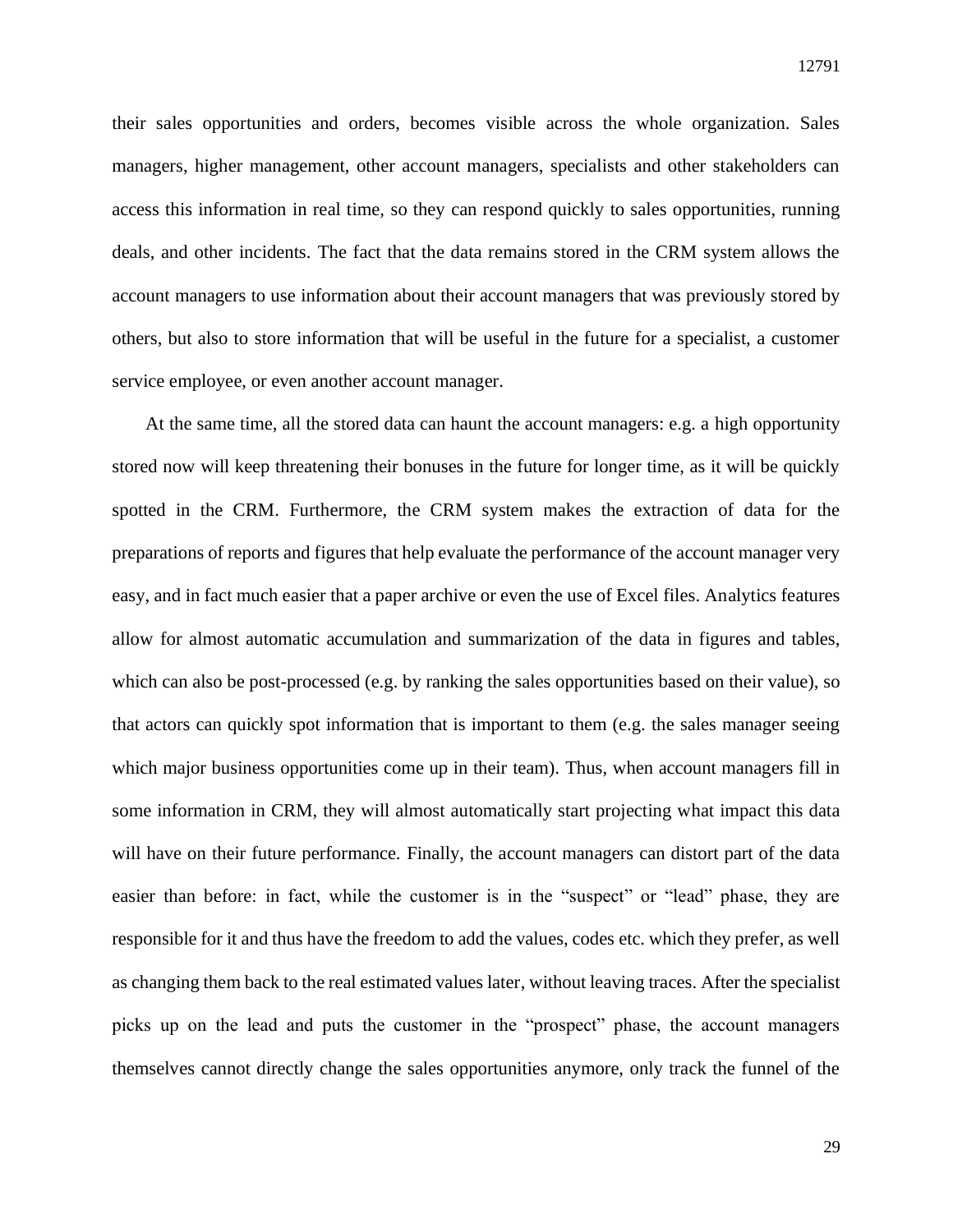their sales opportunities and orders, becomes visible across the whole organization. Sales managers, higher management, other account managers, specialists and other stakeholders can access this information in real time, so they can respond quickly to sales opportunities, running deals, and other incidents. The fact that the data remains stored in the CRM system allows the account managers to use information about their account managers that was previously stored by others, but also to store information that will be useful in the future for a specialist, a customer service employee, or even another account manager.

At the same time, all the stored data can haunt the account managers: e.g. a high opportunity stored now will keep threatening their bonuses in the future for longer time, as it will be quickly spotted in the CRM. Furthermore, the CRM system makes the extraction of data for the preparations of reports and figures that help evaluate the performance of the account manager very easy, and in fact much easier that a paper archive or even the use of Excel files. Analytics features allow for almost automatic accumulation and summarization of the data in figures and tables, which can also be post-processed (e.g. by ranking the sales opportunities based on their value), so that actors can quickly spot information that is important to them (e.g. the sales manager seeing which major business opportunities come up in their team). Thus, when account managers fill in some information in CRM, they will almost automatically start projecting what impact this data will have on their future performance. Finally, the account managers can distort part of the data easier than before: in fact, while the customer is in the "suspect" or "lead" phase, they are responsible for it and thus have the freedom to add the values, codes etc. which they prefer, as well as changing them back to the real estimated values later, without leaving traces. After the specialist picks up on the lead and puts the customer in the "prospect" phase, the account managers themselves cannot directly change the sales opportunities anymore, only track the funnel of the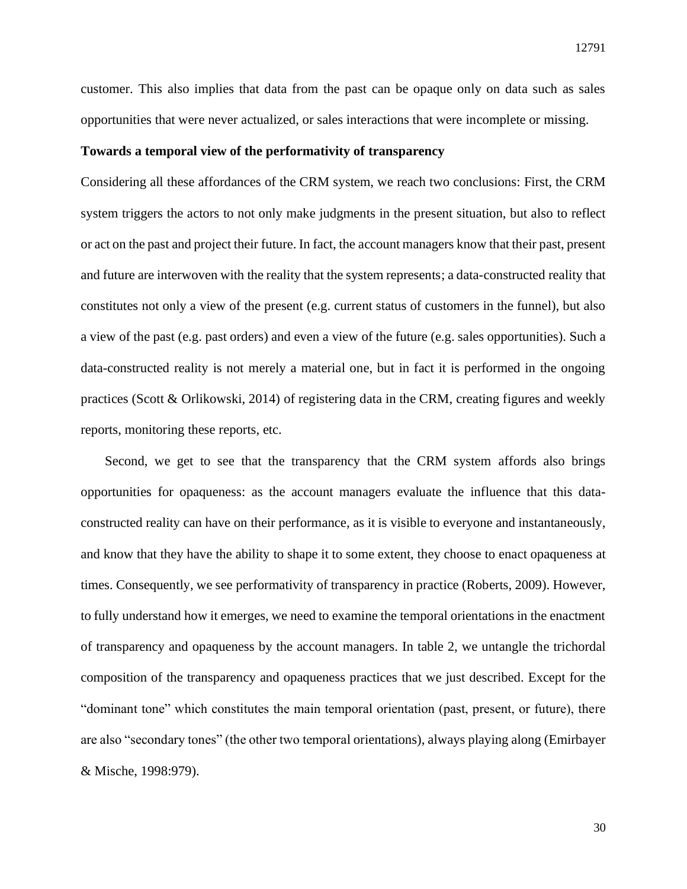customer. This also implies that data from the past can be opaque only on data such as sales opportunities that were never actualized, or sales interactions that were incomplete or missing.

**Towards a temporal view of the performativity of transparency**

Considering all these affordances of the CRM system, we reach two conclusions: First, the CRM system triggers the actors to not only make judgments in the present situation, but also to reflect or act on the past and project their future. In fact, the account managers know that their past, present and future are interwoven with the reality that the system represents; a data-constructed reality that constitutes not only a view of the present (e.g. current status of customers in the funnel), but also a view of the past (e.g. past orders) and even a view of the future (e.g. sales opportunities). Such a data-constructed reality is not merely a material one, but in fact it is performed in the ongoing practices (Scott & Orlikowski, 2014) of registering data in the CRM, creating figures and weekly reports, monitoring these reports, etc.

Second, we get to see that the transparency that the CRM system affords also brings opportunities for opaqueness: as the account managers evaluate the influence that this data-constructed reality can have on their performance, as it is visible to everyone and instantaneously, and know that they have the ability to shape it to some extent, they choose to enact opaqueness at times. Consequently, we see performativity of transparency in practice (Roberts, 2009). However, to fully understand how it emerges, we need to examine the temporal orientations in the enactment of transparency and opaqueness by the account managers. In table 2, we untangle the trichordal composition of the transparency and opaqueness practices that we just described. Except for the "dominant tone" which constitutes the main temporal orientation (past, present, or future), there are also "secondary tones" (the other two temporal orientations), always playing along (Emirbayer & Mische, 1998:979).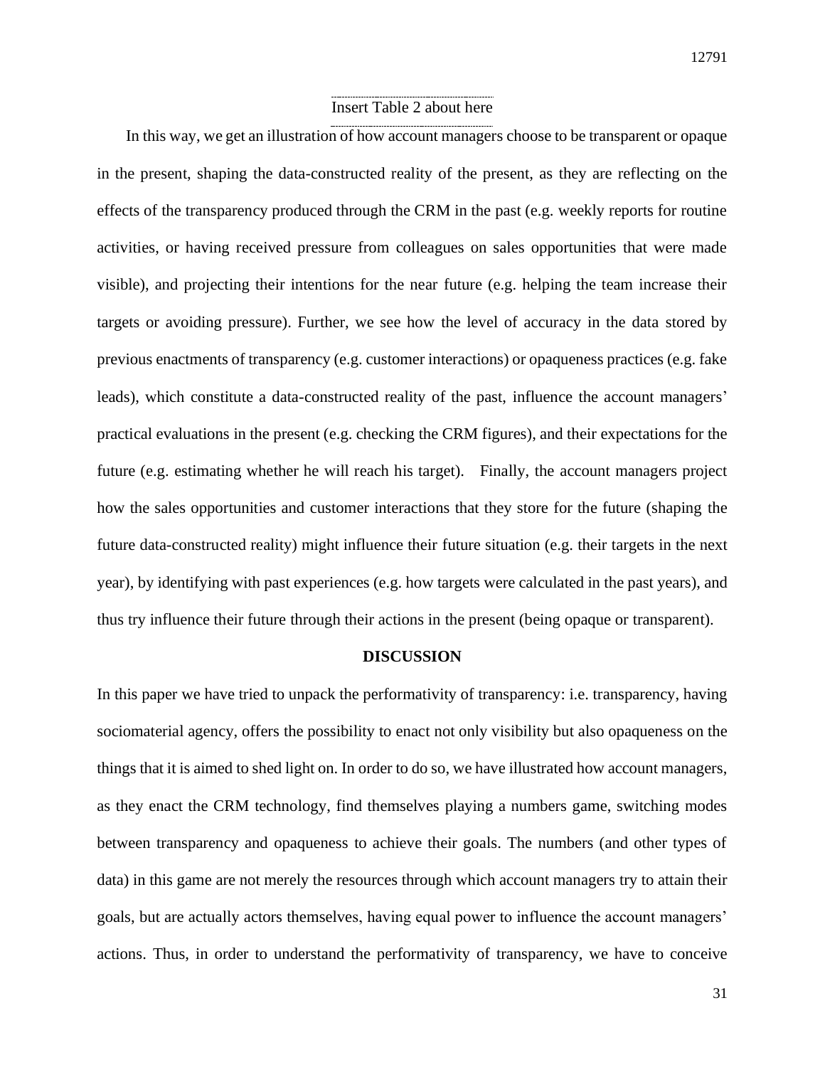Insert Table 2 about here

In this way, we get an illustration of how account managers choose to be transparent or opaque in the present, shaping the data-constructed reality of the present, as they are reflecting on the effects of the transparency produced through the CRM in the past (e.g. weekly reports for routine activities, or having received pressure from colleagues on sales opportunities that were made visible), and projecting their intentions for the near future (e.g. helping the team increase their targets or avoiding pressure). Further, we see how the level of accuracy in the data stored by previous enactments of transparency (e.g. customer interactions) or opaqueness practices (e.g. fake leads), which constitute a data-constructed reality of the past, influence the account managers' practical evaluations in the present (e.g. checking the CRM figures), and their expectations for the future (e.g. estimating whether he will reach his target). Finally, the account managers project how the sales opportunities and customer interactions that they store for the future (shaping the future data-constructed reality) might influence their future situation (e.g. their targets in the next year), by identifying with past experiences (e.g. how targets were calculated in the past years), and thus try influence their future through their actions in the present (being opaque or transparent).

## DISCUSSION

In this paper we have tried to unpack the performativity of transparency: i.e. transparency, having sociomaterial agency, offers the possibility to enact not only visibility but also opaqueness on the things that it is aimed to shed light on. In order to do so, we have illustrated how account managers, as they enact the CRM technology, find themselves playing a numbers game, switching modes between transparency and opaqueness to achieve their goals. The numbers (and other types of data) in this game are not merely the resources through which account managers try to attain their goals, but are actually actors themselves, having equal power to influence the account managers' actions. Thus, in order to understand the performativity of transparency, we have to conceive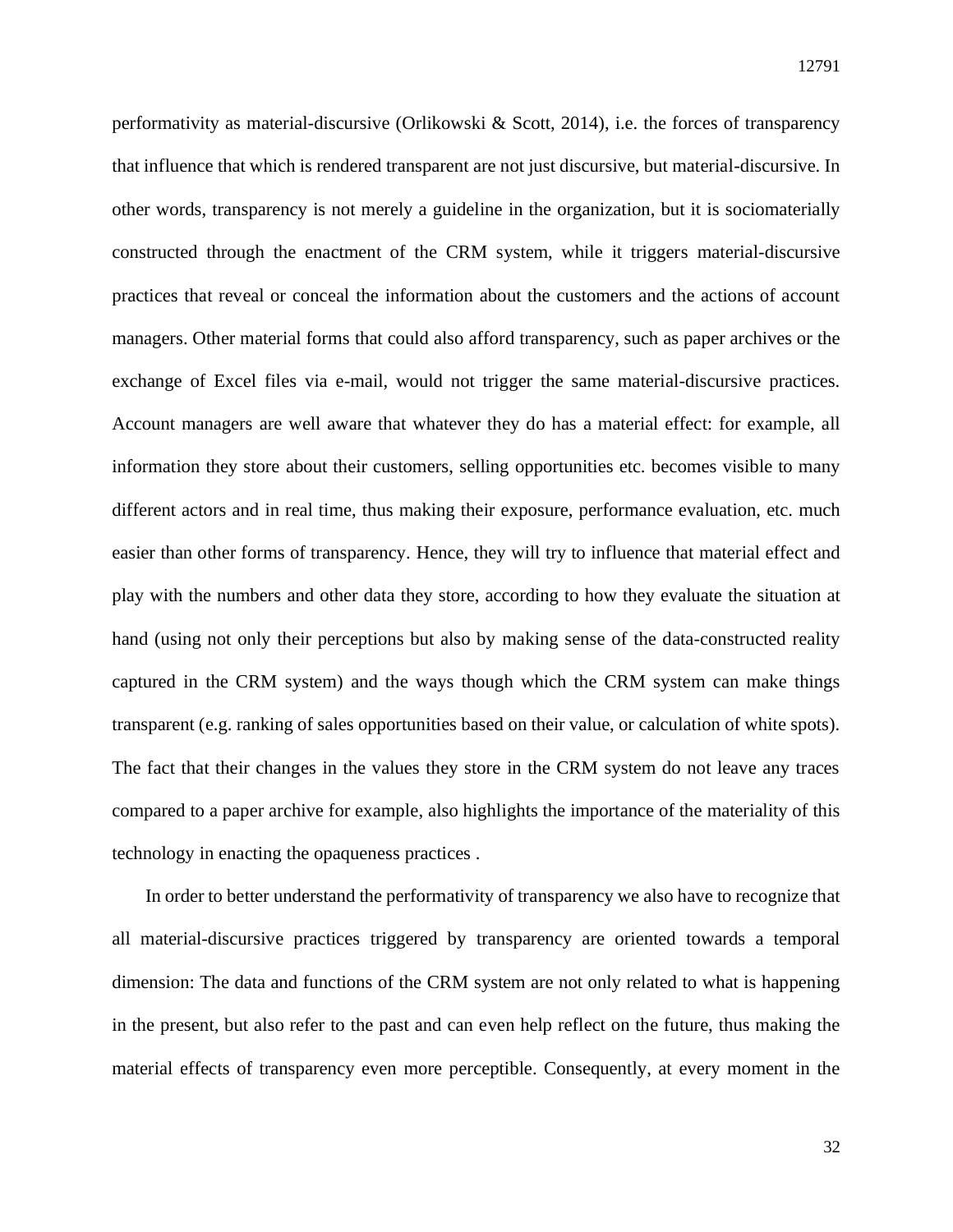performativity as material-discursive (Orlikowski & Scott, 2014), i.e. the forces of transparency that influence that which is rendered transparent are not just discursive, but material-discursive. In other words, transparency is not merely a guideline in the organization, but it is sociomaterially constructed through the enactment of the CRM system, while it triggers material-discursive practices that reveal or conceal the information about the customers and the actions of account managers. Other material forms that could also afford transparency, such as paper archives or the exchange of Excel files via e-mail, would not trigger the same material-discursive practices. Account managers are well aware that whatever they do has a material effect: for example, all information they store about their customers, selling opportunities etc. becomes visible to many different actors and in real time, thus making their exposure, performance evaluation, etc. much easier than other forms of transparency. Hence, they will try to influence that material effect and play with the numbers and other data they store, according to how they evaluate the situation at hand (using not only their perceptions but also by making sense of the data-constructed reality captured in the CRM system) and the ways though which the CRM system can make things transparent (e.g. ranking of sales opportunities based on their value, or calculation of white spots). The fact that their changes in the values they store in the CRM system do not leave any traces compared to a paper archive for example, also highlights the importance of the materiality of this technology in enacting the opaqueness practices .

In order to better understand the performativity of transparency we also have to recognize that all material-discursive practices triggered by transparency are oriented towards a temporal dimension: The data and functions of the CRM system are not only related to what is happening in the present, but also refer to the past and can even help reflect on the future, thus making the material effects of transparency even more perceptible. Consequently, at every moment in the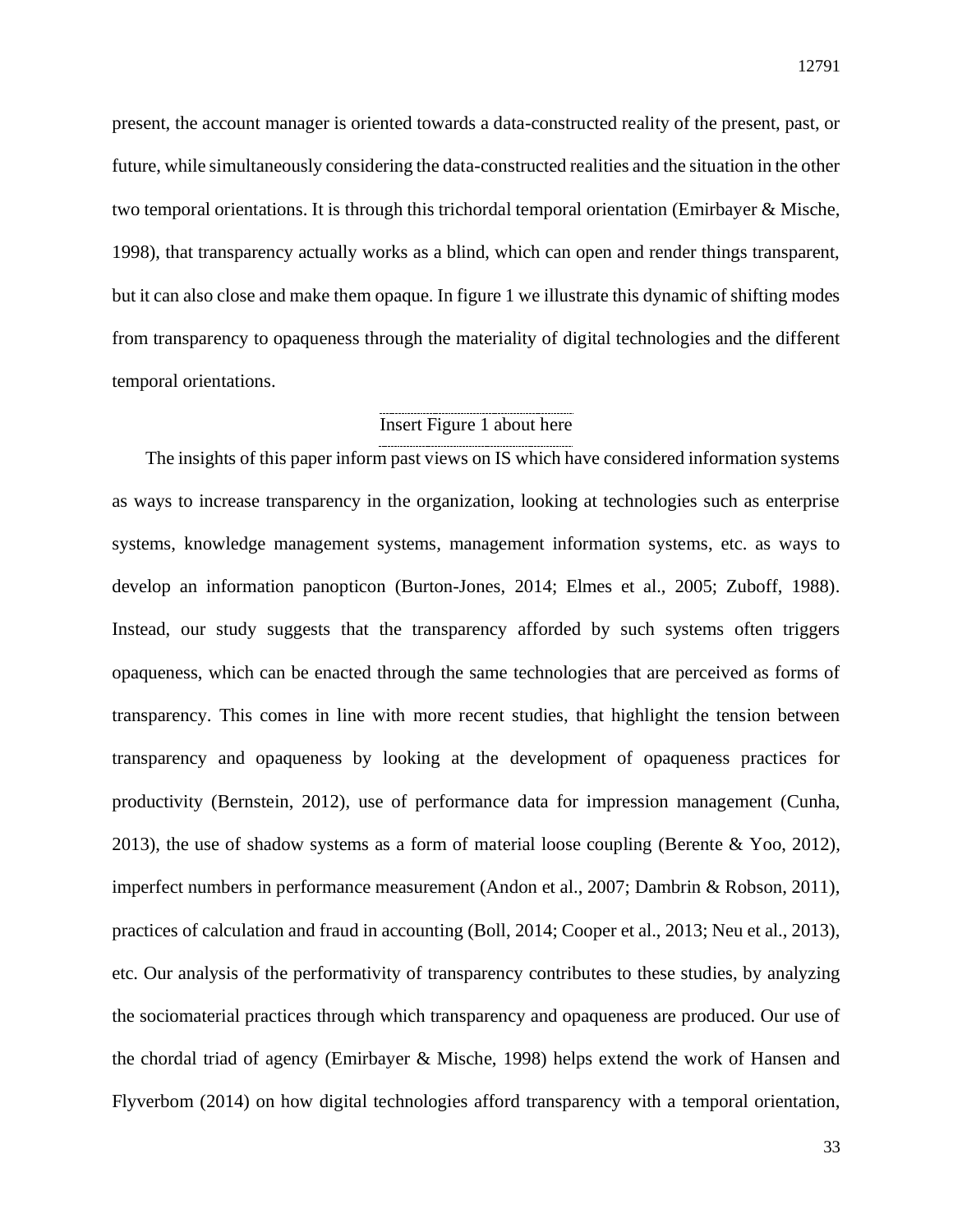present, the account manager is oriented towards a data-constructed reality of the present, past, or future, while simultaneously considering the data-constructed realities and the situation in the other two temporal orientations. It is through this trichordal temporal orientation (Emirbayer & Mische, 1998), that transparency actually works as a blind, which can open and render things transparent, but it can also close and make them opaque. In figure 1 we illustrate this dynamic of shifting modes from transparency to opaqueness through the materiality of digital technologies and the different temporal orientations.

Insert Figure 1 about here

The insights of this paper inform past views on IS which have considered information systems as ways to increase transparency in the organization, looking at technologies such as enterprise systems, knowledge management systems, management information systems, etc. as ways to develop an information panopticon (Burton-Jones, 2014; Elmes et al., 2005; Zuboff, 1988). Instead, our study suggests that the transparency afforded by such systems often triggers opaqueness, which can be enacted through the same technologies that are perceived as forms of transparency. This comes in line with more recent studies, that highlight the tension between transparency and opaqueness by looking at the development of opaqueness practices for productivity (Bernstein, 2012), use of performance data for impression management (Cunha, 2013), the use of shadow systems as a form of material loose coupling (Berente & Yoo, 2012), imperfect numbers in performance measurement (Andon et al., 2007; Dambrin & Robson, 2011), practices of calculation and fraud in accounting (Boll, 2014; Cooper et al., 2013; Neu et al., 2013), etc. Our analysis of the performativity of transparency contributes to these studies, by analyzing the sociomaterial practices through which transparency and opaqueness are produced. Our use of the chordal triad of agency (Emirbayer & Mische, 1998) helps extend the work of Hansen and Flyverbom (2014) on how digital technologies afford transparency with a temporal orientation,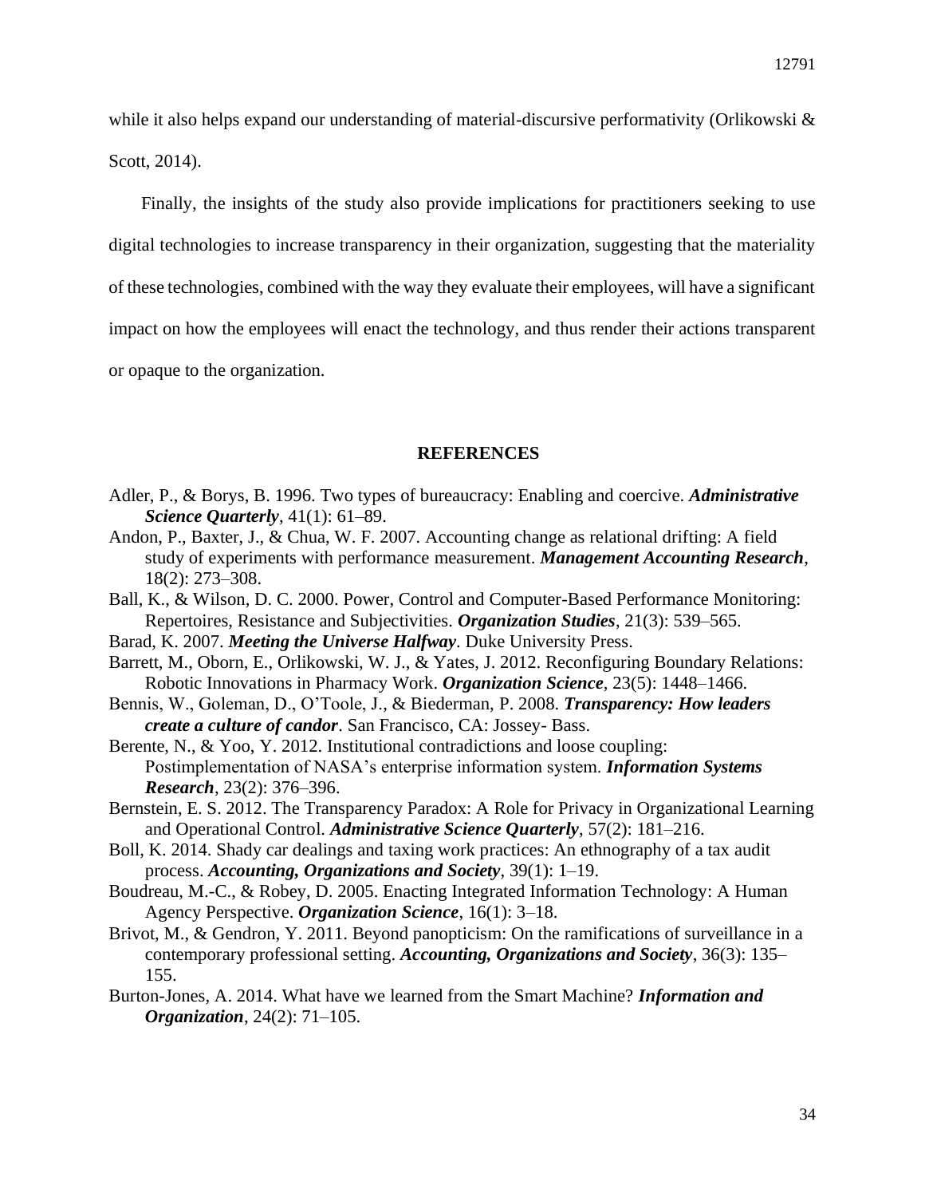while it also helps expand our understanding of material-discursive performativity (Orlikowski & Scott, 2014).

Finally, the insights of the study also provide implications for practitioners seeking to use digital technologies to increase transparency in their organization, suggesting that the materiality of these technologies, combined with the way they evaluate their employees, will have a significant impact on how the employees will enact the technology, and thus render their actions transparent or opaque to the organization.

## REFERENCES

Adler, P., & Borys, B. 1996. Two types of bureaucracy: Enabling and coercive. ***Administrative Science Quarterly***, 41(1): 61–89.

Andon, P., Baxter, J., & Chua, W. F. 2007. Accounting change as relational drifting: A field study of experiments with performance measurement. ***Management Accounting Research***, 18(2): 273–308.

Ball, K., & Wilson, D. C. 2000. Power, Control and Computer-Based Performance Monitoring: Repertoires, Resistance and Subjectivities. ***Organization Studies***, 21(3): 539–565.

Barad, K. 2007. ***Meeting the Universe Halfway***. Duke University Press.

Barrett, M., Oborn, E., Orlikowski, W. J., & Yates, J. 2012. Reconfiguring Boundary Relations: Robotic Innovations in Pharmacy Work. ***Organization Science***, 23(5): 1448–1466.

Bennis, W., Goleman, D., O'Toole, J., & Biederman, P. 2008. ***Transparency: How leaders create a culture of candor***. San Francisco, CA: Jossey- Bass.

Berente, N., & Yoo, Y. 2012. Institutional contradictions and loose coupling: Postimplementation of NASA's enterprise information system. ***Information Systems Research***, 23(2): 376–396.

Bernstein, E. S. 2012. The Transparency Paradox: A Role for Privacy in Organizational Learning and Operational Control. ***Administrative Science Quarterly***, 57(2): 181–216.

Boll, K. 2014. Shady car dealings and taxing work practices: An ethnography of a tax audit process. ***Accounting, Organizations and Society***, 39(1): 1–19.

Boudreau, M.-C., & Robey, D. 2005. Enacting Integrated Information Technology: A Human Agency Perspective. ***Organization Science***, 16(1): 3–18.

Brivot, M., & Gendron, Y. 2011. Beyond panopticism: On the ramifications of surveillance in a contemporary professional setting. ***Accounting, Organizations and Society***, 36(3): 135–155.

Burton-Jones, A. 2014. What have we learned from the Smart Machine? ***Information and Organization***, 24(2): 71–105.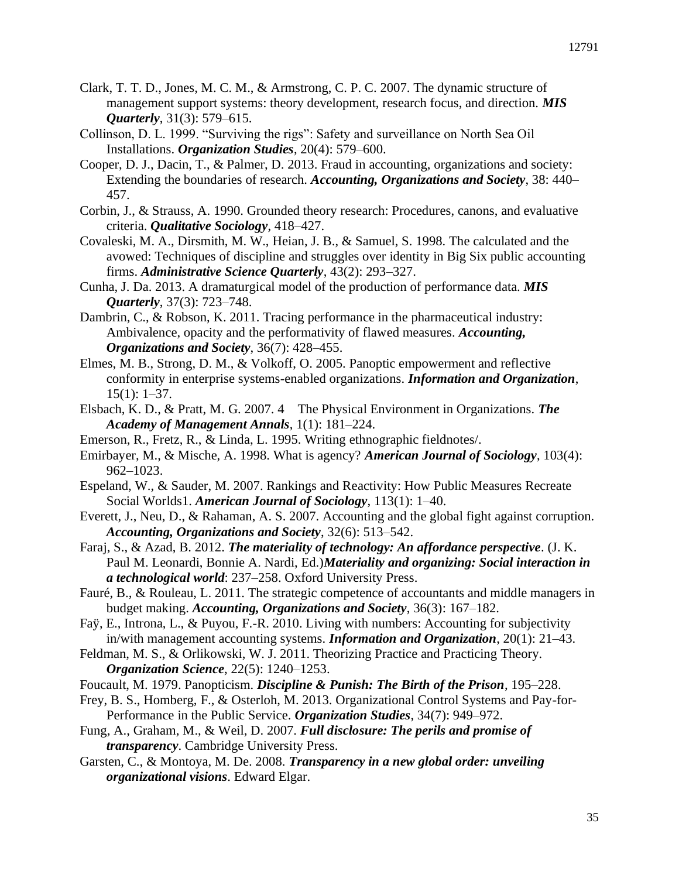Clark, T. T. D., Jones, M. C. M., & Armstrong, C. P. C. 2007. The dynamic structure of management support systems: theory development, research focus, and direction. ***MIS Quarterly***, 31(3): 579–615.

Collinson, D. L. 1999. "Surviving the rigs": Safety and surveillance on North Sea Oil Installations. ***Organization Studies***, 20(4): 579–600.

Cooper, D. J., Dacin, T., & Palmer, D. 2013. Fraud in accounting, organizations and society: Extending the boundaries of research. ***Accounting, Organizations and Society***, 38: 440–457.

Corbin, J., & Strauss, A. 1990. Grounded theory research: Procedures, canons, and evaluative criteria. ***Qualitative Sociology***, 418–427.

Covaleski, M. A., Dirsmith, M. W., Heian, J. B., & Samuel, S. 1998. The calculated and the avowed: Techniques of discipline and struggles over identity in Big Six public accounting firms. ***Administrative Science Quarterly***, 43(2): 293–327.

Cunha, J. Da. 2013. A dramaturgical model of the production of performance data. ***MIS Quarterly***, 37(3): 723–748.

Dambrin, C., & Robson, K. 2011. Tracing performance in the pharmaceutical industry: Ambivalence, opacity and the performativity of flawed measures. ***Accounting, Organizations and Society***, 36(7): 428–455.

Elmes, M. B., Strong, D. M., & Volkoff, O. 2005. Panoptic empowerment and reflective conformity in enterprise systems-enabled organizations. ***Information and Organization***, 15(1): 1–37.

Elsbach, K. D., & Pratt, M. G. 2007. 4 The Physical Environment in Organizations. ***The Academy of Management Annals***, 1(1): 181–224.

Emerson, R., Fretz, R., & Linda, L. 1995. Writing ethnographic fieldnotes/.

Emirbayer, M., & Mische, A. 1998. What is agency? ***American Journal of Sociology***, 103(4): 962–1023.

Espeland, W., & Sauder, M. 2007. Rankings and Reactivity: How Public Measures Recreate Social Worlds1. ***American Journal of Sociology***, 113(1): 1–40.

Everett, J., Neu, D., & Rahaman, A. S. 2007. Accounting and the global fight against corruption. ***Accounting, Organizations and Society***, 32(6): 513–542.

Faraj, S., & Azad, B. 2012. ***The materiality of technology: An affordance perspective***. (J. K. Paul M. Leonardi, Bonnie A. Nardi, Ed.)***Materiality and organizing: Social interaction in a technological world***: 237–258. Oxford University Press.

Fauré, B., & Rouleau, L. 2011. The strategic competence of accountants and middle managers in budget making. ***Accounting, Organizations and Society***, 36(3): 167–182.

Faÿ, E., Introna, L., & Puyou, F.-R. 2010. Living with numbers: Accounting for subjectivity in/with management accounting systems. ***Information and Organization***, 20(1): 21–43.

Feldman, M. S., & Orlikowski, W. J. 2011. Theorizing Practice and Practicing Theory. ***Organization Science***, 22(5): 1240–1253.

Foucault, M. 1979. Panopticism. ***Discipline & Punish: The Birth of the Prison***, 195–228.

Frey, B. S., Homberg, F., & Osterloh, M. 2013. Organizational Control Systems and Pay-for-Performance in the Public Service. ***Organization Studies***, 34(7): 949–972.

Fung, A., Graham, M., & Weil, D. 2007. ***Full disclosure: The perils and promise of transparency***. Cambridge University Press.

Garsten, C., & Montoya, M. De. 2008. ***Transparency in a new global order: unveiling organizational visions***. Edward Elgar.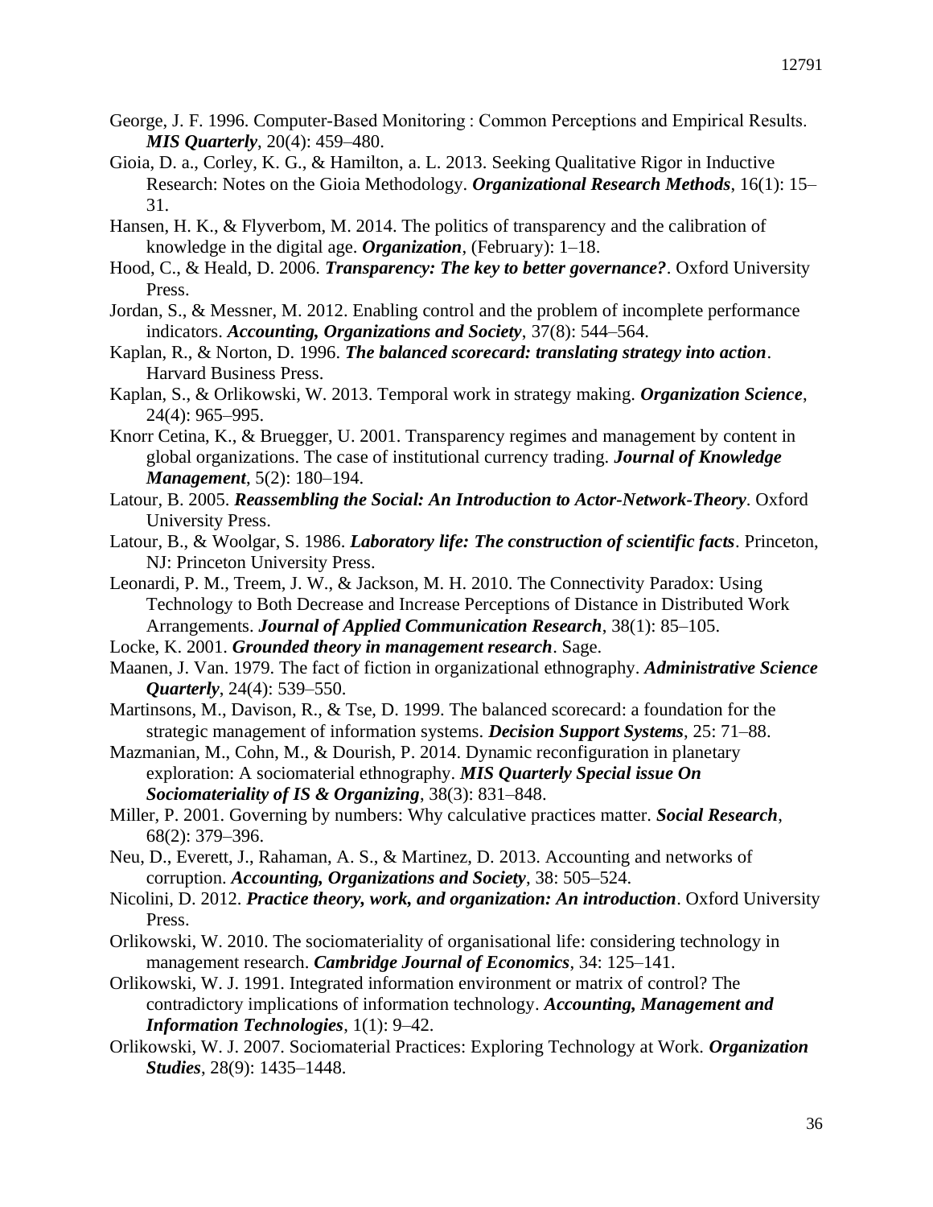George, J. F. 1996. Computer-Based Monitoring : Common Perceptions and Empirical Results. ***MIS Quarterly***, 20(4): 459–480.

Gioia, D. a., Corley, K. G., & Hamilton, a. L. 2013. Seeking Qualitative Rigor in Inductive Research: Notes on the Gioia Methodology. ***Organizational Research Methods***, 16(1): 15–31.

Hansen, H. K., & Flyverbom, M. 2014. The politics of transparency and the calibration of knowledge in the digital age. ***Organization***, (February): 1–18.

Hood, C., & Heald, D. 2006. ***Transparency: The key to better governance?***. Oxford University Press.

Jordan, S., & Messner, M. 2012. Enabling control and the problem of incomplete performance indicators. ***Accounting, Organizations and Society***, 37(8): 544–564.

Kaplan, R., & Norton, D. 1996. ***The balanced scorecard: translating strategy into action***. Harvard Business Press.

Kaplan, S., & Orlikowski, W. 2013. Temporal work in strategy making. ***Organization Science***, 24(4): 965–995.

Knorr Cetina, K., & Bruegger, U. 2001. Transparency regimes and management by content in global organizations. The case of institutional currency trading. ***Journal of Knowledge Management***, 5(2): 180–194.

Latour, B. 2005. ***Reassembling the Social: An Introduction to Actor-Network-Theory***. Oxford University Press.

Latour, B., & Woolgar, S. 1986. ***Laboratory life: The construction of scientific facts***. Princeton, NJ: Princeton University Press.

Leonardi, P. M., Treem, J. W., & Jackson, M. H. 2010. The Connectivity Paradox: Using Technology to Both Decrease and Increase Perceptions of Distance in Distributed Work Arrangements. ***Journal of Applied Communication Research***, 38(1): 85–105.

Locke, K. 2001. ***Grounded theory in management research***. Sage.

Maanen, J. Van. 1979. The fact of fiction in organizational ethnography. ***Administrative Science Quarterly***, 24(4): 539–550.

Martinsons, M., Davison, R., & Tse, D. 1999. The balanced scorecard: a foundation for the strategic management of information systems. ***Decision Support Systems***, 25: 71–88.

Mazmanian, M., Cohn, M., & Dourish, P. 2014. Dynamic reconfiguration in planetary exploration: A sociomaterial ethnography. ***MIS Quarterly Special issue On Sociomateriality of IS & Organizing***, 38(3): 831–848.

Miller, P. 2001. Governing by numbers: Why calculative practices matter. ***Social Research***, 68(2): 379–396.

Neu, D., Everett, J., Rahaman, A. S., & Martinez, D. 2013. Accounting and networks of corruption. ***Accounting, Organizations and Society***, 38: 505–524.

Nicolini, D. 2012. ***Practice theory, work, and organization: An introduction***. Oxford University Press.

Orlikowski, W. 2010. The sociomateriality of organisational life: considering technology in management research. ***Cambridge Journal of Economics***, 34: 125–141.

Orlikowski, W. J. 1991. Integrated information environment or matrix of control? The contradictory implications of information technology. ***Accounting, Management and Information Technologies***, 1(1): 9–42.

Orlikowski, W. J. 2007. Sociomaterial Practices: Exploring Technology at Work. ***Organization Studies***, 28(9): 1435–1448.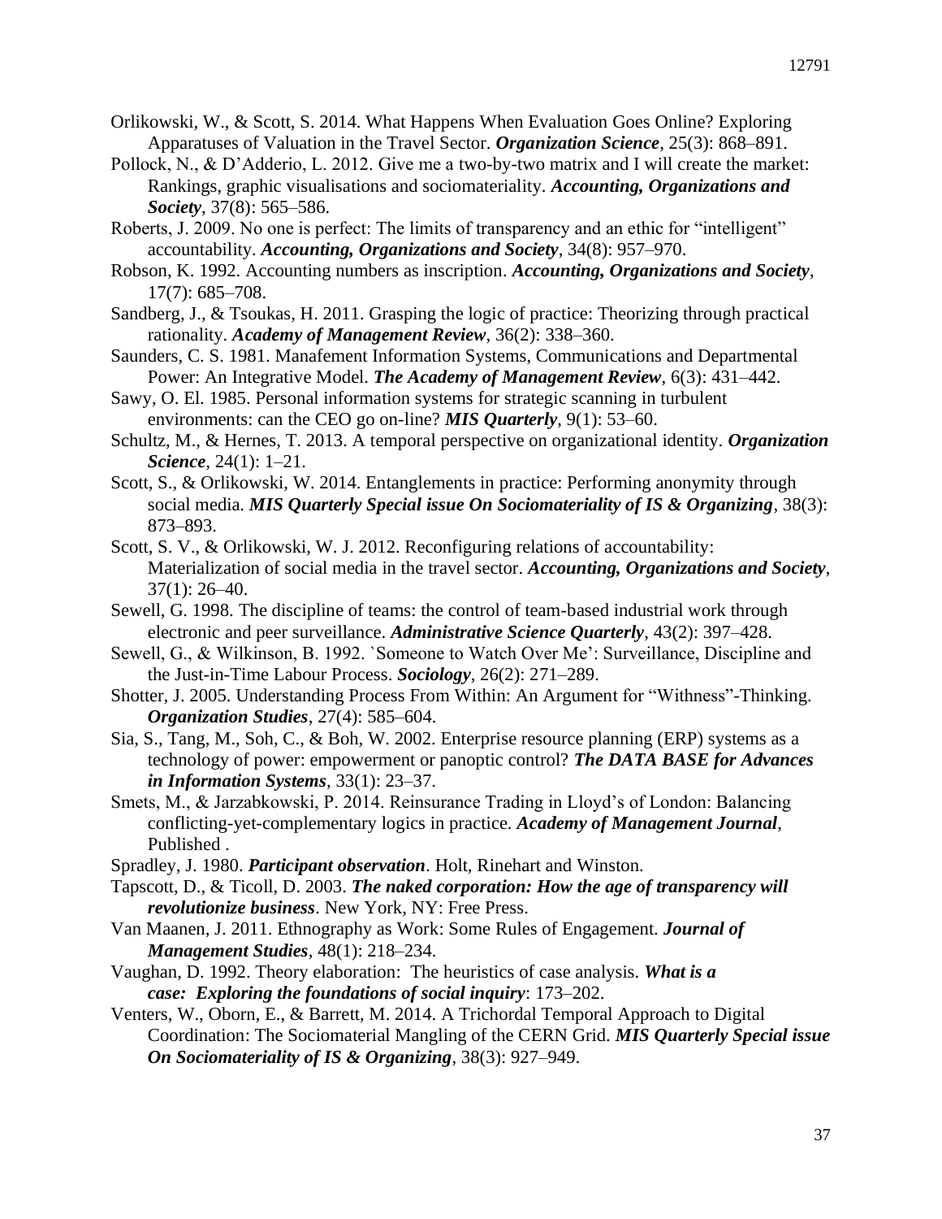Orlikowski, W., & Scott, S. 2014. What Happens When Evaluation Goes Online? Exploring Apparatuses of Valuation in the Travel Sector. ***Organization Science***, 25(3): 868–891.

Pollock, N., & D'Adderio, L. 2012. Give me a two-by-two matrix and I will create the market: Rankings, graphic visualisations and sociomateriality. ***Accounting, Organizations and Society***, 37(8): 565–586.

Roberts, J. 2009. No one is perfect: The limits of transparency and an ethic for "intelligent" accountability. ***Accounting, Organizations and Society***, 34(8): 957–970.

Robson, K. 1992. Accounting numbers as inscription. ***Accounting, Organizations and Society***, 17(7): 685–708.

Sandberg, J., & Tsoukas, H. 2011. Grasping the logic of practice: Theorizing through practical rationality. ***Academy of Management Review***, 36(2): 338–360.

Saunders, C. S. 1981. Manafement Information Systems, Communications and Departmental Power: An Integrative Model. ***The Academy of Management Review***, 6(3): 431–442.

Sawy, O. El. 1985. Personal information systems for strategic scanning in turbulent environments: can the CEO go on-line? ***MIS Quarterly***, 9(1): 53–60.

Schultz, M., & Hernes, T. 2013. A temporal perspective on organizational identity. ***Organization Science***, 24(1): 1–21.

Scott, S., & Orlikowski, W. 2014. Entanglements in practice: Performing anonymity through social media. ***MIS Quarterly Special issue On Sociomateriality of IS & Organizing***, 38(3): 873–893.

Scott, S. V., & Orlikowski, W. J. 2012. Reconfiguring relations of accountability: Materialization of social media in the travel sector. ***Accounting, Organizations and Society***, 37(1): 26–40.

Sewell, G. 1998. The discipline of teams: the control of team-based industrial work through electronic and peer surveillance. ***Administrative Science Quarterly***, 43(2): 397–428.

Sewell, G., & Wilkinson, B. 1992. `Someone to Watch Over Me': Surveillance, Discipline and the Just-in-Time Labour Process. ***Sociology***, 26(2): 271–289.

Shotter, J. 2005. Understanding Process From Within: An Argument for "Withness"-Thinking. ***Organization Studies***, 27(4): 585–604.

Sia, S., Tang, M., Soh, C., & Boh, W. 2002. Enterprise resource planning (ERP) systems as a technology of power: empowerment or panoptic control? ***The DATA BASE for Advances in Information Systems***, 33(1): 23–37.

Smets, M., & Jarzabkowski, P. 2014. Reinsurance Trading in Lloyd's of London: Balancing conflicting-yet-complementary logics in practice. ***Academy of Management Journal***, Published .

Spradley, J. 1980. ***Participant observation***. Holt, Rinehart and Winston.

Tapscott, D., & Ticoll, D. 2003. ***The naked corporation: How the age of transparency will revolutionize business***. New York, NY: Free Press.

Van Maanen, J. 2011. Ethnography as Work: Some Rules of Engagement. ***Journal of Management Studies***, 48(1): 218–234.

Vaughan, D. 1992. Theory elaboration: The heuristics of case analysis. ***What is a case: Exploring the foundations of social inquiry***: 173–202.

Venters, W., Oborn, E., & Barrett, M. 2014. A Trichordal Temporal Approach to Digital Coordination: The Sociomaterial Mangling of the CERN Grid. ***MIS Quarterly Special issue On Sociomateriality of IS & Organizing***, 38(3): 927–949.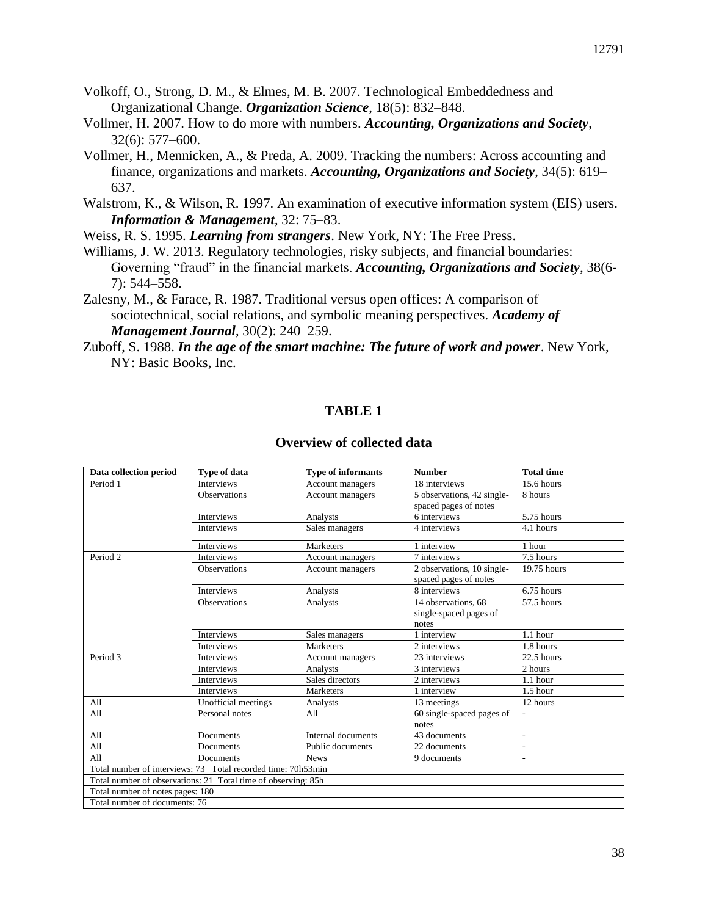Volkoff, O., Strong, D. M., & Elmes, M. B. 2007. Technological Embeddedness and Organizational Change. ***Organization Science***, 18(5): 832–848.

Vollmer, H. 2007. How to do more with numbers. ***Accounting, Organizations and Society***, 32(6): 577–600.

Vollmer, H., Mennicken, A., & Preda, A. 2009. Tracking the numbers: Across accounting and finance, organizations and markets. ***Accounting, Organizations and Society***, 34(5): 619–637.

Walstrom, K., & Wilson, R. 1997. An examination of executive information system (EIS) users. ***Information & Management***, 32: 75–83.

Weiss, R. S. 1995. ***Learning from strangers***. New York, NY: The Free Press.

Williams, J. W. 2013. Regulatory technologies, risky subjects, and financial boundaries: Governing "fraud" in the financial markets. ***Accounting, Organizations and Society***, 38(6-7): 544–558.

Zalesny, M., & Farace, R. 1987. Traditional versus open offices: A comparison of sociotechnical, social relations, and symbolic meaning perspectives. ***Academy of Management Journal***, 30(2): 240–259.

Zuboff, S. 1988. ***In the age of the smart machine: The future of work and power***. New York, NY: Basic Books, Inc.

## TABLE 1

### Overview of collected data

| Data collection period | Type of data | Type of informants | Number | Total time |
|---|---|---|---|---|
| Period 1 | Interviews | Account managers | 18 interviews | 15.6 hours |
| | Observations | Account managers | 5 observations, 42 single-spaced pages of notes | 8 hours |
| | Interviews | Analysts | 6 interviews | 5.75 hours |
| | Interviews | Sales managers | 4 interviews | 4.1 hours |
| | Interviews | Marketers | 1 interview | 1 hour |
| Period 2 | Interviews | Account managers | 7 interviews | 7.5 hours |
| | Observations | Account managers | 2 observations, 10 single-spaced pages of notes | 19.75 hours |
| | Interviews | Analysts | 8 interviews | 6.75 hours |
| | Observations | Analysts | 14 observations, 68 single-spaced pages of notes | 57.5 hours |
| | Interviews | Sales managers | 1 interview | 1.1 hour |
| | Interviews | Marketers | 2 interviews | 1.8 hours |
| Period 3 | Interviews | Account managers | 23 interviews | 22.5 hours |
| | Interviews | Analysts | 3 interviews | 2 hours |
| | Interviews | Sales directors | 2 interviews | 1.1 hour |
| | Interviews | Marketers | 1 interview | 1.5 hour |
| All | Unofficial meetings | Analysts | 13 meetings | 12 hours |
| All | Personal notes | All | 60 single-spaced pages of notes | - |
| All | Documents | Internal documents | 43 documents | - |
| All | Documents | Public documents | 22 documents | - |
| All | Documents | News | 9 documents | - |
| Total number of interviews: 73 Total recorded time: 70h53min | | | | |
| Total number of observations: 21 Total time of observing: 85h | | | | |
| Total number of notes pages: 180 | | | | |
| Total number of documents: 76 | | | | |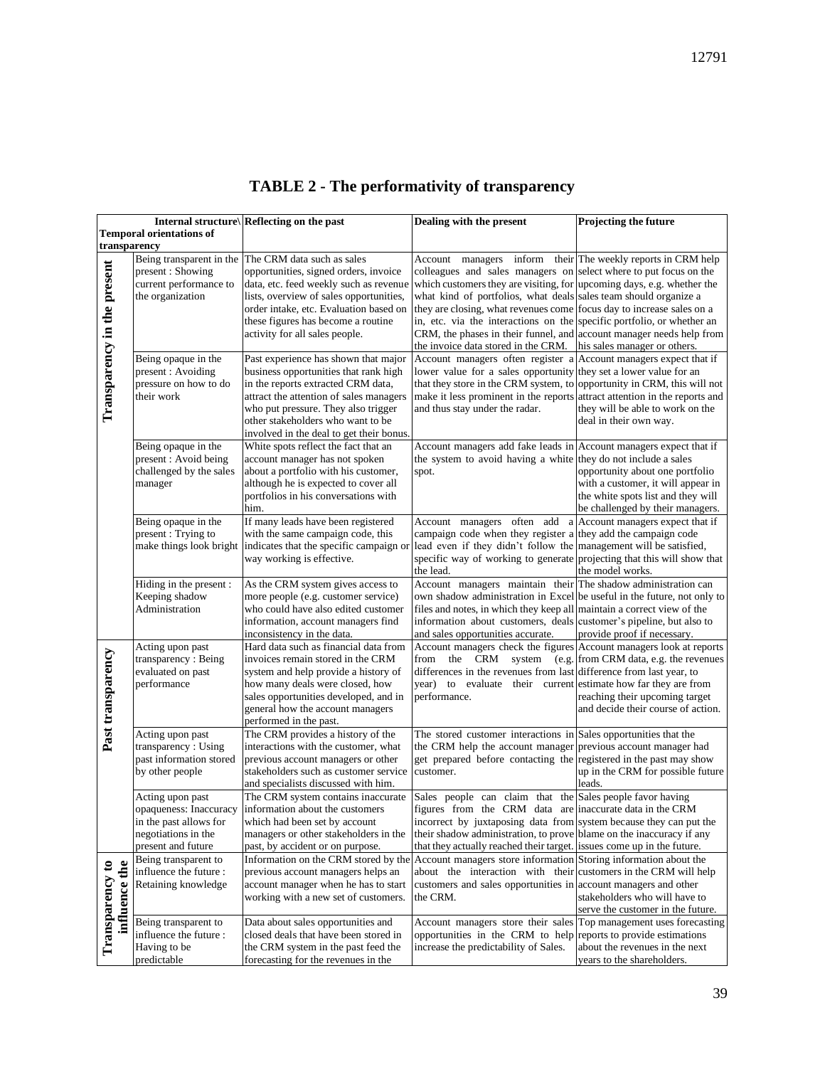# TABLE 2 - The performativity of transparency

| Temporal orientations of transparency | Internal structure\ | Reflecting on the past | Dealing with the present | Projecting the future |
|---|---|---|---|---|
| Transparency in the present | Being transparent in the present : Showing current performance to the organization | The CRM data such as sales opportunities, signed orders, invoice data, etc. feed weekly such as revenue lists, overview of sales opportunities, order intake, etc. Evaluation based on these figures has become a routine activity for all sales people. | Account managers inform their colleagues and sales managers on which customers they are visiting, for what kind of portfolios, what deals they are closing, what revenues come in, etc. via the interactions on the CRM, the phases in their funnel, and the invoice data stored in the CRM. | The weekly reports in CRM help select where to put focus on the upcoming days, e.g. whether the sales team should organize a focus day to increase sales on a specific portfolio, or whether an account manager needs help from his sales manager or others. |
| | Being opaque in the present : Avoiding pressure on how to do their work | Past experience has shown that major business opportunities that rank high in the reports extracted CRM data, attract the attention of sales managers who put pressure. They also trigger other stakeholders who want to be involved in the deal to get their bonus. | Account managers often register a lower value for a sales opportunity that they store in the CRM system, to make it less prominent in the reports and thus stay under the radar. | Account managers expect that if they set a lower value for an opportunity in CRM, this will not attract attention in the reports and they will be able to work on the deal in their own way. |
| | Being opaque in the present : Avoid being challenged by the sales manager | White spots reflect the fact that an account manager has not spoken about a portfolio with his customer, although he is expected to cover all portfolios in his conversations with him. | Account managers add fake leads in the system to avoid having a white spot. | Account managers expect that if they do not include a sales opportunity about one portfolio with a customer, it will appear in the white spots list and they will be challenged by their managers. |
| | Being opaque in the present : Trying to make things look bright | If many leads have been registered with the same campaign code, this indicates that the specific campaign or way working is effective. | Account managers often add a campaign code when they register a lead even if they didn't follow the specific way of working to generate the lead. | Account managers expect that if they add the campaign code management will be satisfied, projecting that this will show that the model works. |
| | Hiding in the present : Keeping shadow Administration | As the CRM system gives access to more people (e.g. customer service) who could have also edited customer information, account managers find inconsistency in the data. | Account managers maintain their own shadow administration in Excel files and notes, in which they keep all information about customers, deals and sales opportunities accurate. | The shadow administration can be useful in the future, not only to maintain a correct view of the customer's pipeline, but also to provide proof if necessary. |
| Past transparency | Acting upon past transparency : Being evaluated on past performance | Hard data such as financial data from invoices remain stored in the CRM system and help provide a history of how many deals were closed, how sales opportunities developed, and in general how the account managers performed in the past. | Account managers check the figures from the CRM system (e.g. differences in the revenues from last year) to evaluate their current performance. | Account managers look at reports from CRM data, e.g. the revenues difference from last year, to estimate how far they are from reaching their upcoming target and decide their course of action. |
| | Acting upon past transparency : Using past information stored by other people | The CRM provides a history of the interactions with the customer, what previous account managers or other stakeholders such as customer service and specialists discussed with him. | The stored customer interactions in the CRM help the account manager get prepared before contacting the customer. | Sales opportunities that the previous account manager had registered in the past may show up in the CRM for possible future leads. |
| | Acting upon past opaqueness: Inaccuracy in the past allows for negotiations in the present and future | The CRM system contains inaccurate information about the customers which had been set by account managers or other stakeholders in the past, by accident or on purpose. | Sales people can claim that the figures from the CRM data are incorrect by juxtaposing data from their shadow administration, to prove that they actually reached their target. | Sales people favor having inaccurate data in the CRM system because they can put the blame on the inaccuracy if any issues come up in the future. |
| Transparency to influence the future | Being transparent to influence the future : Retaining knowledge | Information on the CRM stored by the previous account managers helps an account manager when he has to start working with a new set of customers. | Account managers store information about the interaction with their customers and sales opportunities in the CRM. | Storing information about the customers in the CRM will help account managers and other stakeholders who will have to serve the customer in the future. |
| | Being transparent to influence the future : Having to be predictable | Data about sales opportunities and closed deals that have been stored in the CRM system in the past feed the forecasting for the revenues in the | Account managers store their sales opportunities in the CRM to help increase the predictability of Sales. | Top management uses forecasting reports to provide estimations about the revenues in the next years to the shareholders. |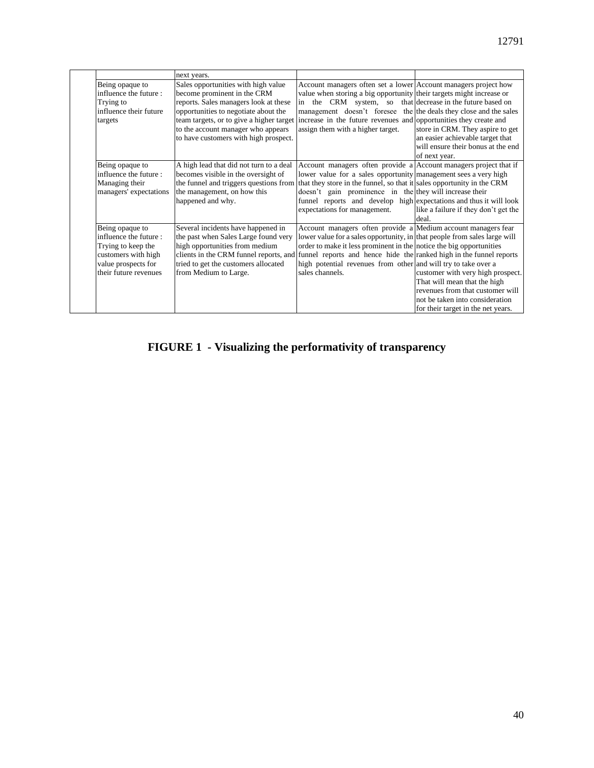| | | | | |
|---|---|---|---|---|
| | | next years. | | |
| | Being opaque to influence the future : Trying to influence their future targets | Sales opportunities with high value become prominent in the CRM reports. Sales managers look at these opportunities to negotiate about the team targets, or to give a higher target to the account manager who appears to have customers with high prospect. | Account managers often set a lower value when storing a big opportunity in the CRM system, so that management doesn't foresee the increase in the future revenues and assign them with a higher target. | Account managers project how their targets might increase or decrease in the future based on the deals they close and the sales opportunities they create and store in CRM. They aspire to get an easier achievable target that will ensure their bonus at the end of next year. |
| | Being opaque to influence the future : Managing their managers' expectations | A high lead that did not turn to a deal becomes visible in the oversight of the funnel and triggers questions from the management, on how this happened and why. | Account managers often provide a lower value for a sales opportunity that they store in the funnel, so that it doesn't gain prominence in the funnel reports and develop high expectations for management. | Account managers project that if management sees a very high sales opportunity in the CRM they will increase their expectations and thus it will look like a failure if they don't get the deal. |
| | Being opaque to influence the future : Trying to keep the customers with high value prospects for their future revenues | Several incidents have happened in the past when Sales Large found very high opportunities from medium clients in the CRM funnel reports, and tried to get the customers allocated from Medium to Large. | Account managers often provide a lower value for a sales opportunity, in order to make it less prominent in the funnel reports and hence hide the high potential revenues from other sales channels. | Medium account managers fear that people from sales large will notice the big opportunities ranked high in the funnel reports and will try to take over a customer with very high prospect. That will mean that the high revenues from that customer will not be taken into consideration for their target in the net years. |

**FIGURE 1 - Visualizing the performativity of transparency**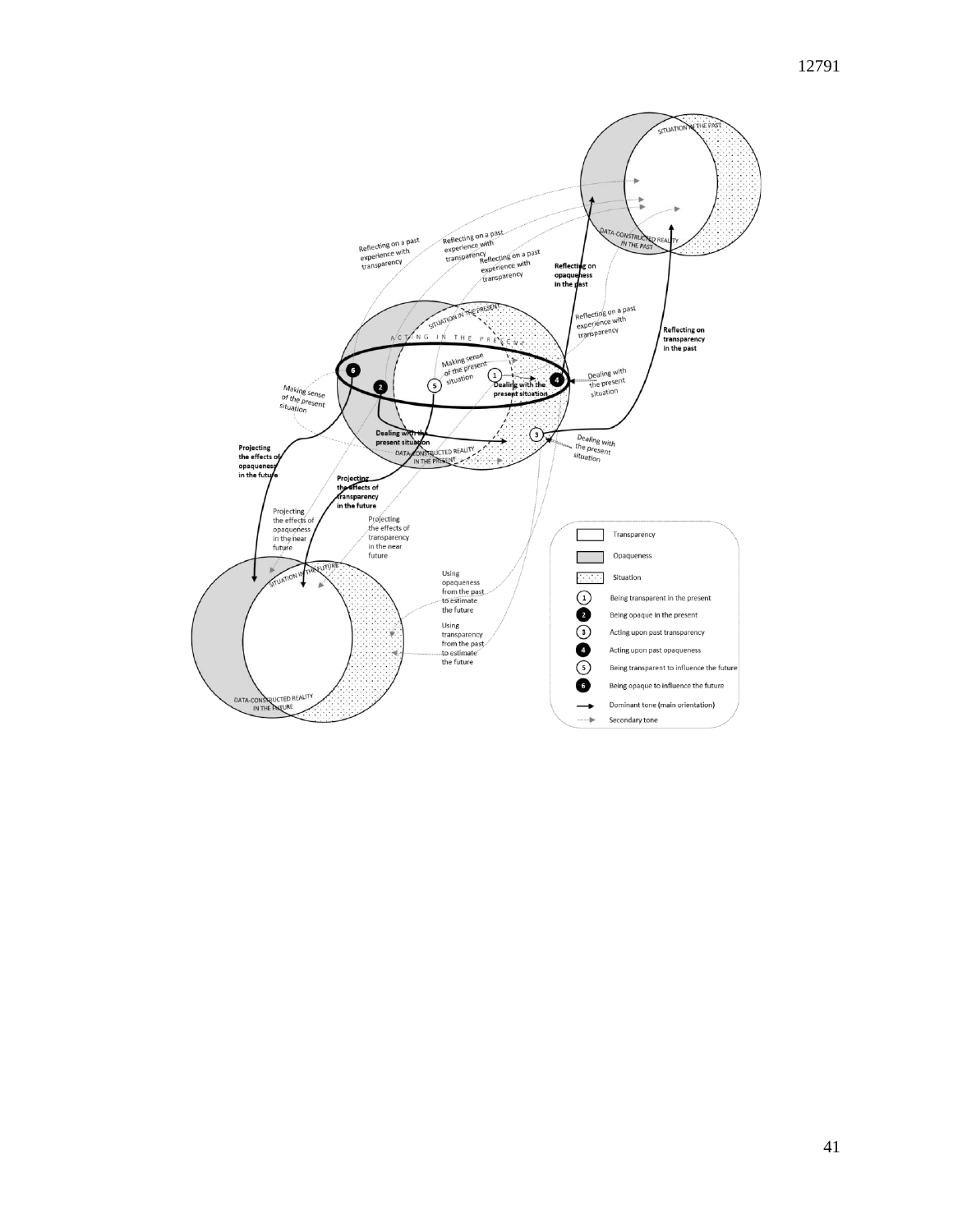SITUATION IN THE PAST

DATA-CONSTRUCTED REALITY IN THE PAST

Reflecting on a past experience with transparency

Reflecting on a past experience with transparency

Reflecting on a past experience with transparency

Reflecting on opaqueness in the past

Reflecting on a past experience with transparency

Reflecting on transparency in the past

SITUATION IN THE PRESENT

ACTING IN THE PRESENT

Making sense of the present situation

1

Dealing with the present situation

4

Dealing with the present situation

6

2

5

Making sense of the present situation

3

Dealing with the present situation

Dealing with the present situation

DATA-CONSTRUCTED REALITY IN THE PRESENT

Projecting the effects of opaqueness in the future

Projecting the effects of transparency in the future

Projecting the effects of opaqueness in the near future

Projecting the effects of transparency in the near future

SITUATION IN THE FUTURE

DATA-CONSTRUCTED REALITY IN THE FUTURE

Using opaqueness from the past to estimate the future

Using transparency from the past to estimate the future

Transparency

Opaqueness

Situation

1 Being transparent in the present

2 Being opaque in the present

3 Acting upon past transparency

4 Acting upon past opaqueness

5 Being transparent to influence the future

6 Being opaque to influence the future

Dominant tone (main orientation)

Secondary tone